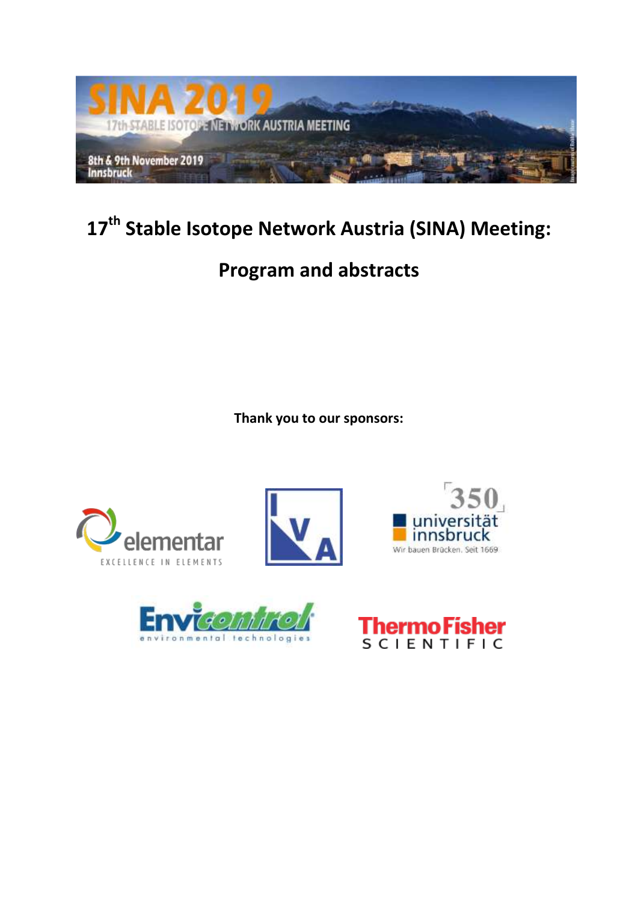# 17th Stable Isotope Network Austria (SINA) Meeting:

# Program and abstracts

**Thank you to our sponsors:**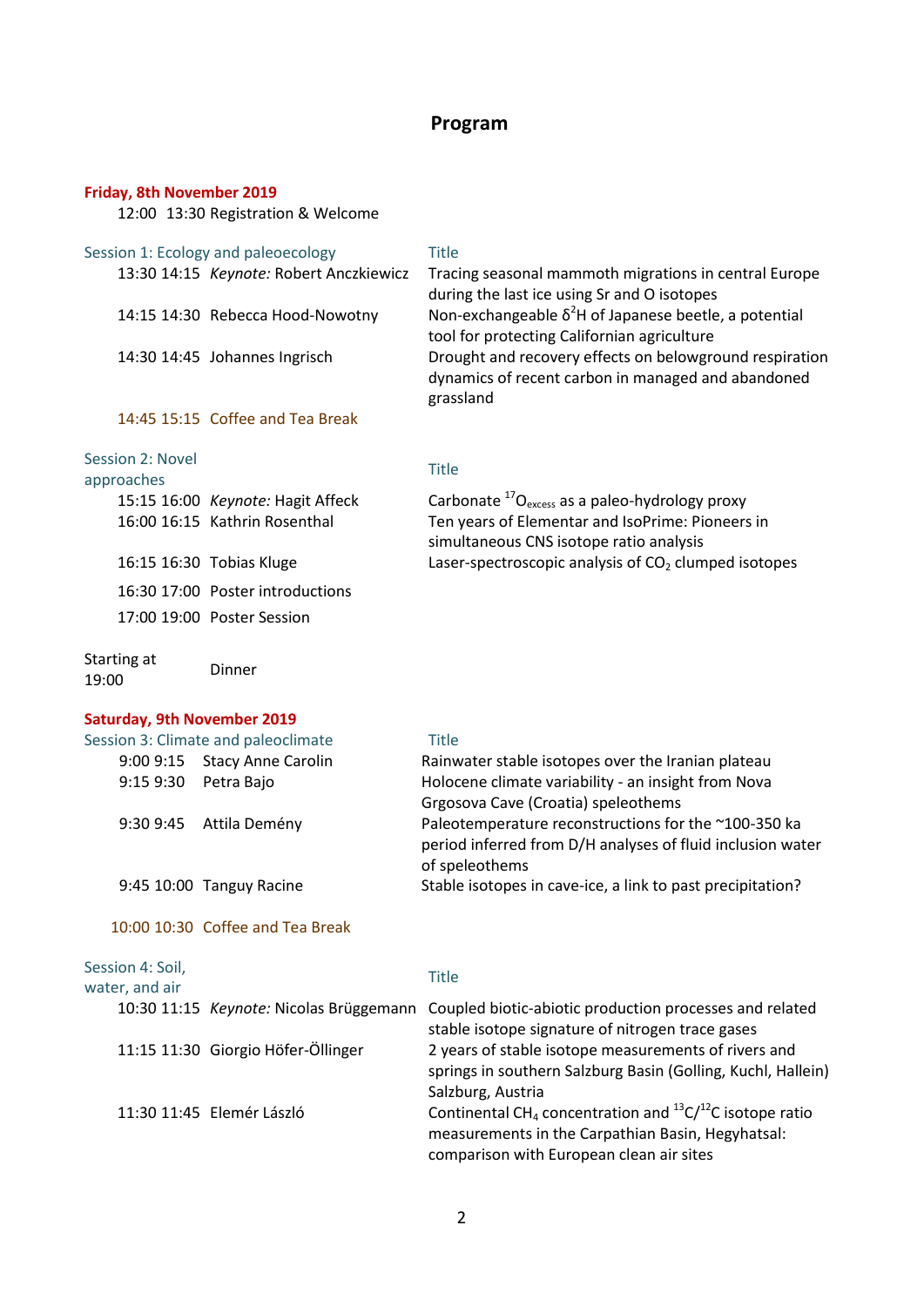# Program

## Friday, 8th November 2019

12:00 13:30 Registration & Welcome

| Session 1: Ecology and paleoecology | | Title |
|---|---|---|
| 13:30 14:15 | *Keynote:* Robert Anczkiewicz | Tracing seasonal mammoth migrations in central Europe during the last ice using Sr and O isotopes |
| 14:15 14:30 | Rebecca Hood-Nowotny | Non-exchangeable $\delta^2$H of Japanese beetle, a potential tool for protecting Californian agriculture |
| 14:30 14:45 | Johannes Ingrisch | Drought and recovery effects on belowground respiration dynamics of recent carbon in managed and abandoned grassland |
| 14:45 15:15 | Coffee and Tea Break | |

| Session 2: Novel approaches | | Title |
|---|---|---|
| 15:15 16:00 | *Keynote:* Hagit Affeck | Carbonate $^{17}O_{excess}$ as a paleo-hydrology proxy |
| 16:00 16:15 | Kathrin Rosenthal | Ten years of Elementar and IsoPrime: Pioneers in simultaneous CNS isotope ratio analysis |
| 16:15 16:30 | Tobias Kluge | Laser-spectroscopic analysis of $CO_2$ clumped isotopes |
| 16:30 17:00 | Poster introductions | |
| 17:00 19:00 | Poster Session | |

Starting at 19:00 Dinner

## Saturday, 9th November 2019

| Session 3: Climate and paleoclimate | | Title |
|---|---|---|
| 9:00 9:15 | Stacy Anne Carolin | Rainwater stable isotopes over the Iranian plateau |
| 9:15 9:30 | Petra Bajo | Holocene climate variability - an insight from Nova Grgosova Cave (Croatia) speleothems |
| 9:30 9:45 | Attila Demény | Paleotemperature reconstructions for the ~100-350 ka period inferred from D/H analyses of fluid inclusion water of speleothems |
| 9:45 10:00 | Tanguy Racine | Stable isotopes in cave-ice, a link to past precipitation? |
| 10:00 10:30 | Coffee and Tea Break | |

| Session 4: Soil, water, and air | | Title |
|---|---|---|
| 10:30 11:15 | *Keynote:* Nicolas Brüggemann | Coupled biotic-abiotic production processes and related stable isotope signature of nitrogen trace gases |
| 11:15 11:30 | Giorgio Höfer-Öllinger | 2 years of stable isotope measurements of rivers and springs in southern Salzburg Basin (Golling, Kuchl, Hallein) Salzburg, Austria |
| 11:30 11:45 | Elemér László | Continental $CH_4$ concentration and $^{13}C/^{12}C$ isotope ratio measurements in the Carpathian Basin, Hegyhatsal: comparison with European clean air sites |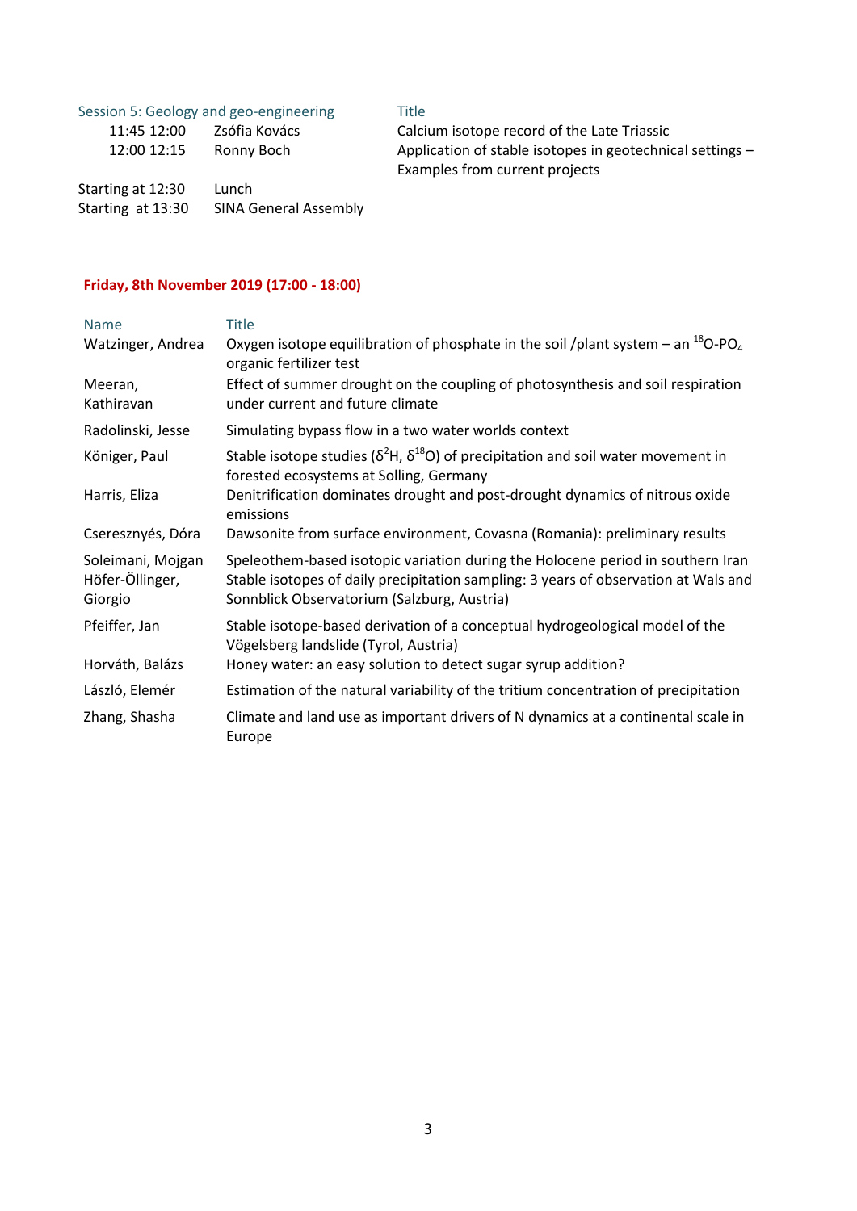| Session 5: Geology and geo-engineering | | Title |
|---|---|---|
| 11:45 12:00 | Zsófia Kovács | Calcium isotope record of the Late Triassic |
| 12:00 12:15 | Ronny Boch | Application of stable isotopes in geotechnical settings – Examples from current projects |
| Starting at 12:30 | Lunch | |
| Starting at 13:30 | SINA General Assembly | |

**Friday, 8th November 2019 (17:00 - 18:00)**

| Name | Title |
|---|---|
| Watzinger, Andrea | Oxygen isotope equilibration of phosphate in the soil /plant system – an $^{18}O$-$PO_4$ organic fertilizer test |
| Meeran, Kathiravan | Effect of summer drought on the coupling of photosynthesis and soil respiration under current and future climate |
| Radolinski, Jesse | Simulating bypass flow in a two water worlds context |
| Königer, Paul | Stable isotope studies ($\delta^2H$, $\delta^{18}O$) of precipitation and soil water movement in forested ecosystems at Solling, Germany |
| Harris, Eliza | Denitrification dominates drought and post-drought dynamics of nitrous oxide emissions |
| Cseresznyés, Dóra | Dawsonite from surface environment, Covasna (Romania): preliminary results |
| Soleimani, Mojgan | Speleothem-based isotopic variation during the Holocene period in southern Iran |
| Höfer-Öllinger, Giorgio | Stable isotopes of daily precipitation sampling: 3 years of observation at Wals and Sonnblick Observatorium (Salzburg, Austria) |
| Pfeiffer, Jan | Stable isotope-based derivation of a conceptual hydrogeological model of the Vögelsberg landslide (Tyrol, Austria) |
| Horváth, Balázs | Honey water: an easy solution to detect sugar syrup addition? |
| László, Elemér | Estimation of the natural variability of the tritium concentration of precipitation |
| Zhang, Shasha | Climate and land use as important drivers of N dynamics at a continental scale in Europe |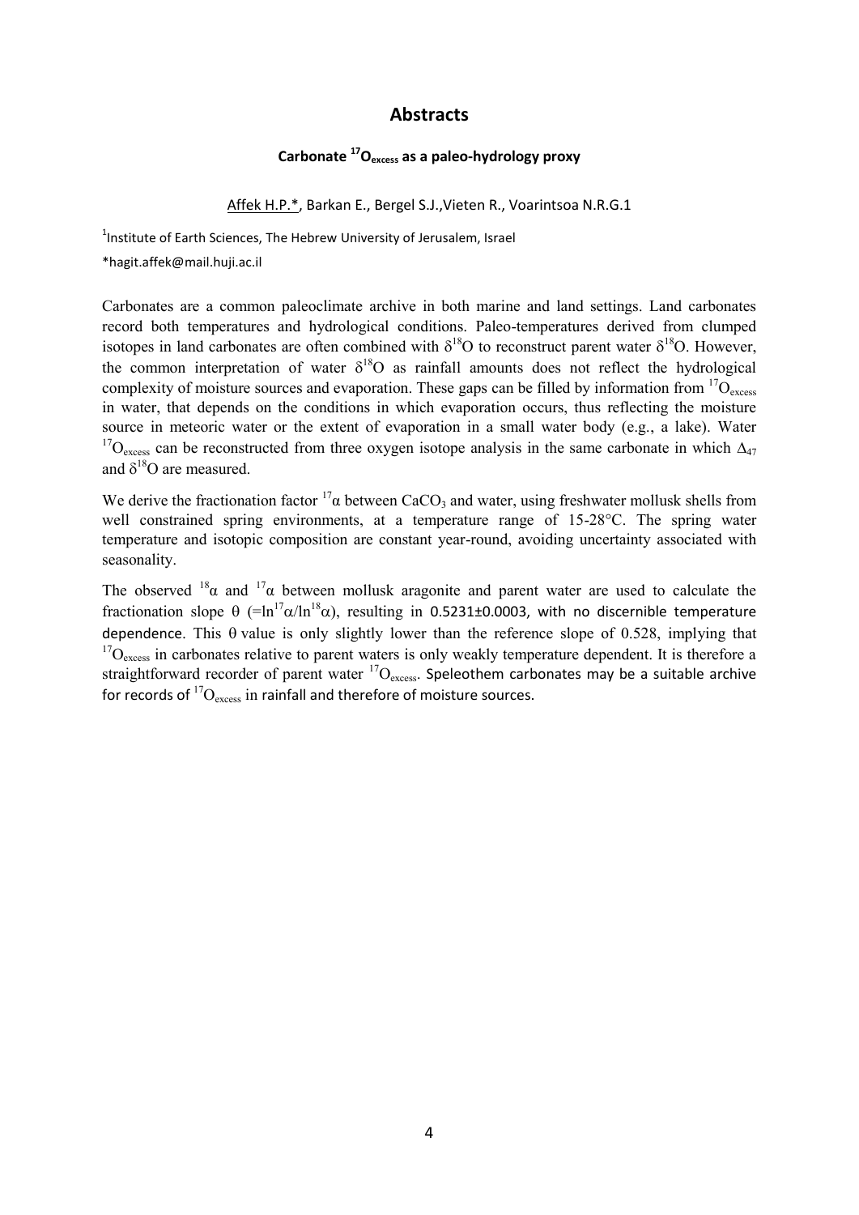# Abstracts

### Carbonate $^{17}O_{excess}$ as a paleo-hydrology proxy

Affek H.P.*, Barkan E., Bergel S.J.,Vieten R., Voarintsoa N.R.G.1

[1]Institute of Earth Sciences, The Hebrew University of Jerusalem, Israel

*hagit.affek@mail.huji.ac.il

Carbonates are a common paleoclimate archive in both marine and land settings. Land carbonates record both temperatures and hydrological conditions. Paleo-temperatures derived from clumped isotopes in land carbonates are often combined with $\delta^{18}O$ to reconstruct parent water $\delta^{18}O$. However, the common interpretation of water $\delta^{18}O$ as rainfall amounts does not reflect the hydrological complexity of moisture sources and evaporation. These gaps can be filled by information from $^{17}O_{excess}$ in water, that depends on the conditions in which evaporation occurs, thus reflecting the moisture source in meteoric water or the extent of evaporation in a small water body (e.g., a lake). Water $^{17}O_{excess}$ can be reconstructed from three oxygen isotope analysis in the same carbonate in which $\Delta_{47}$ and $\delta^{18}O$ are measured.

We derive the fractionation factor $^{17}\alpha$ between $CaCO_3$ and water, using freshwater mollusk shells from well constrained spring environments, at a temperature range of 15-28°C. The spring water temperature and isotopic composition are constant year-round, avoiding uncertainty associated with seasonality.

The observed $^{18}\alpha$ and $^{17}\alpha$ between mollusk aragonite and parent water are used to calculate the fractionation slope $\theta$ ($=\ln^{17}\alpha/\ln^{18}\alpha$), resulting in 0.5231±0.0003, with no discernible temperature dependence. This $\theta$ value is only slightly lower than the reference slope of 0.528, implying that $^{17}O_{excess}$ in carbonates relative to parent waters is only weakly temperature dependent. It is therefore a straightforward recorder of parent water $^{17}O_{excess}$. Speleothem carbonates may be a suitable archive for records of $^{17}O_{excess}$ in rainfall and therefore of moisture sources.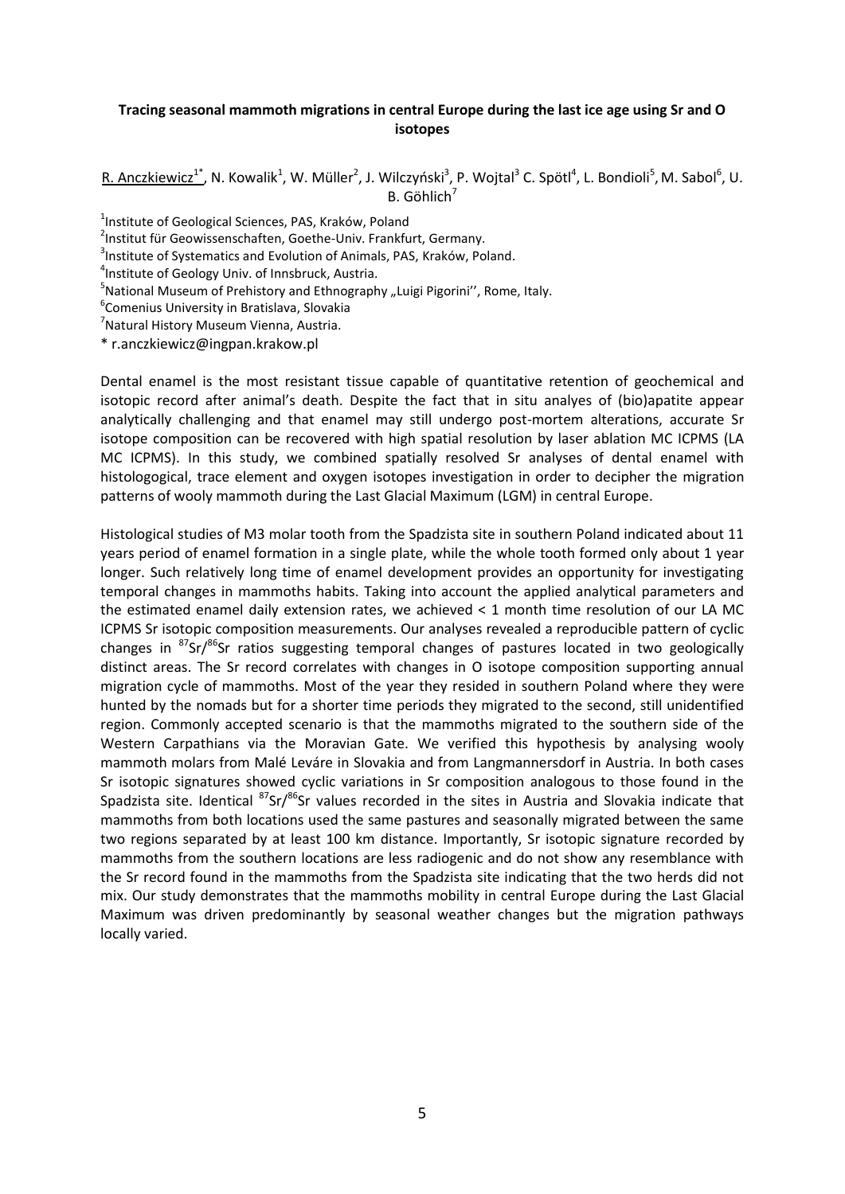**Tracing seasonal mammoth migrations in central Europe during the last ice age using Sr and O isotopes**

R. Anczkiewicz[1*], N. Kowalik[1], W. Müller[2], J. Wilczyński[3], P. Wojtal[3] C. Spötl[4], L. Bondioli[5], M. Sabol[6], U. B. Göhlich[7]

[1]Institute of Geological Sciences, PAS, Kraków, Poland
[2]Institut für Geowissenschaften, Goethe-Univ. Frankfurt, Germany.
[3]Institute of Systematics and Evolution of Animals, PAS, Kraków, Poland.
[4]Institute of Geology Univ. of Innsbruck, Austria.
[5]National Museum of Prehistory and Ethnography „Luigi Pigorini'', Rome, Italy.
[6]Comenius University in Bratislava, Slovakia
[7]Natural History Museum Vienna, Austria.
* r.anczkiewicz@ingpan.krakow.pl

Dental enamel is the most resistant tissue capable of quantitative retention of geochemical and isotopic record after animal's death. Despite the fact that in situ analyes of (bio)apatite appear analytically challenging and that enamel may still undergo post-mortem alterations, accurate Sr isotope composition can be recovered with high spatial resolution by laser ablation MC ICPMS (LA MC ICPMS). In this study, we combined spatially resolved Sr analyses of dental enamel with histologogical, trace element and oxygen isotopes investigation in order to decipher the migration patterns of wooly mammoth during the Last Glacial Maximum (LGM) in central Europe.

Histological studies of M3 molar tooth from the Spadzista site in southern Poland indicated about 11 years period of enamel formation in a single plate, while the whole tooth formed only about 1 year longer. Such relatively long time of enamel development provides an opportunity for investigating temporal changes in mammoths habits. Taking into account the applied analytical parameters and the estimated enamel daily extension rates, we achieved < 1 month time resolution of our LA MC ICPMS Sr isotopic composition measurements. Our analyses revealed a reproducible pattern of cyclic changes in $^{87}Sr/^{86}Sr$ ratios suggesting temporal changes of pastures located in two geologically distinct areas. The Sr record correlates with changes in O isotope composition supporting annual migration cycle of mammoths. Most of the year they resided in southern Poland where they were hunted by the nomads but for a shorter time periods they migrated to the second, still unidentified region. Commonly accepted scenario is that the mammoths migrated to the southern side of the Western Carpathians via the Moravian Gate. We verified this hypothesis by analysing wooly mammoth molars from Malé Leváre in Slovakia and from Langmannersdorf in Austria. In both cases Sr isotopic signatures showed cyclic variations in Sr composition analogous to those found in the Spadzista site. Identical $^{87}Sr/^{86}Sr$ values recorded in the sites in Austria and Slovakia indicate that mammoths from both locations used the same pastures and seasonally migrated between the same two regions separated by at least 100 km distance. Importantly, Sr isotopic signature recorded by mammoths from the southern locations are less radiogenic and do not show any resemblance with the Sr record found in the mammoths from the Spadzista site indicating that the two herds did not mix. Our study demonstrates that the mammoths mobility in central Europe during the Last Glacial Maximum was driven predominantly by seasonal weather changes but the migration pathways locally varied.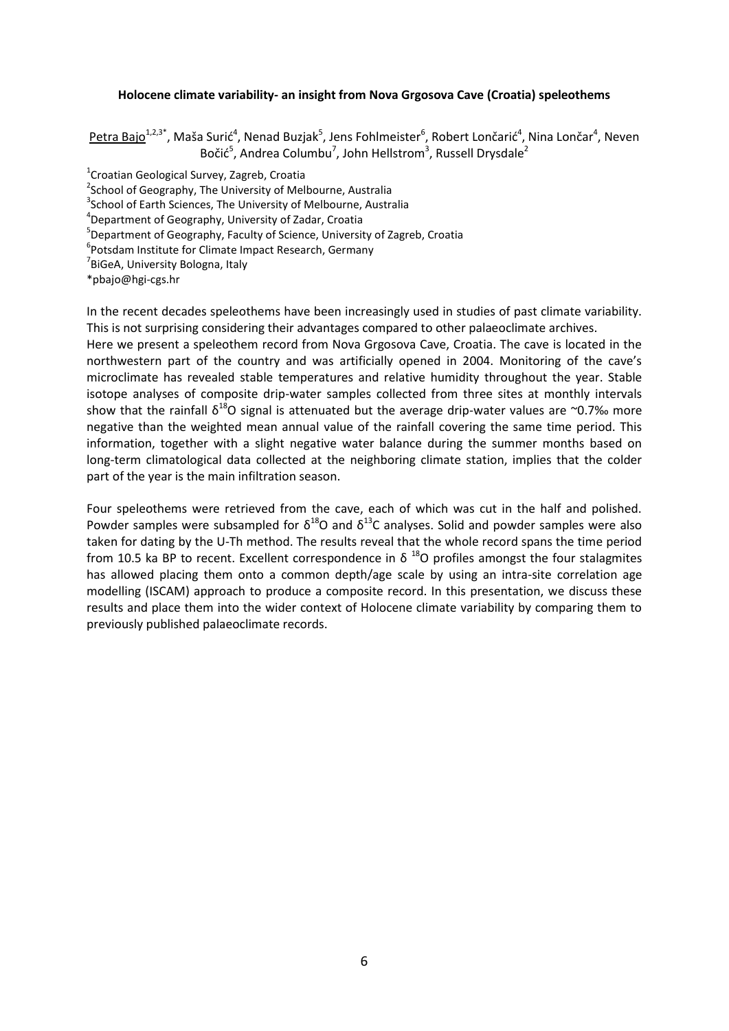**Holocene climate variability- an insight from Nova Grgosova Cave (Croatia) speleothems**

Petra Bajo[1,2,3*], Maša Surić[4], Nenad Buzjak[5], Jens Fohlmeister[6], Robert Lončarić[4], Nina Lončar[4], Neven Bočić[5], Andrea Columbu[7], John Hellstrom[3], Russell Drysdale[2]

[1]Croatian Geological Survey, Zagreb, Croatia
[2]School of Geography, The University of Melbourne, Australia
[3]School of Earth Sciences, The University of Melbourne, Australia
[4]Department of Geography, University of Zadar, Croatia
[5]Department of Geography, Faculty of Science, University of Zagreb, Croatia
[6]Potsdam Institute for Climate Impact Research, Germany
[7]BiGeA, University Bologna, Italy
*pbajo@hgi-cgs.hr

In the recent decades speleothems have been increasingly used in studies of past climate variability. This is not surprising considering their advantages compared to other palaeoclimate archives.
Here we present a speleothem record from Nova Grgosova Cave, Croatia. The cave is located in the northwestern part of the country and was artificially opened in 2004. Monitoring of the cave's microclimate has revealed stable temperatures and relative humidity throughout the year. Stable isotope analyses of composite drip-water samples collected from three sites at monthly intervals show that the rainfall $\delta^{18}O$ signal is attenuated but the average drip-water values are ~0.7‰ more negative than the weighted mean annual value of the rainfall covering the same time period. This information, together with a slight negative water balance during the summer months based on long-term climatological data collected at the neighboring climate station, implies that the colder part of the year is the main infiltration season.

Four speleothems were retrieved from the cave, each of which was cut in the half and polished. Powder samples were subsampled for $\delta^{18}O$ and $\delta^{13}C$ analyses. Solid and powder samples were also taken for dating by the U-Th method. The results reveal that the whole record spans the time period from 10.5 ka BP to recent. Excellent correspondence in $\delta\ ^{18}O$ profiles amongst the four stalagmites has allowed placing them onto a common depth/age scale by using an intra-site correlation age modelling (ISCAM) approach to produce a composite record. In this presentation, we discuss these results and place them into the wider context of Holocene climate variability by comparing them to previously published palaeoclimate records.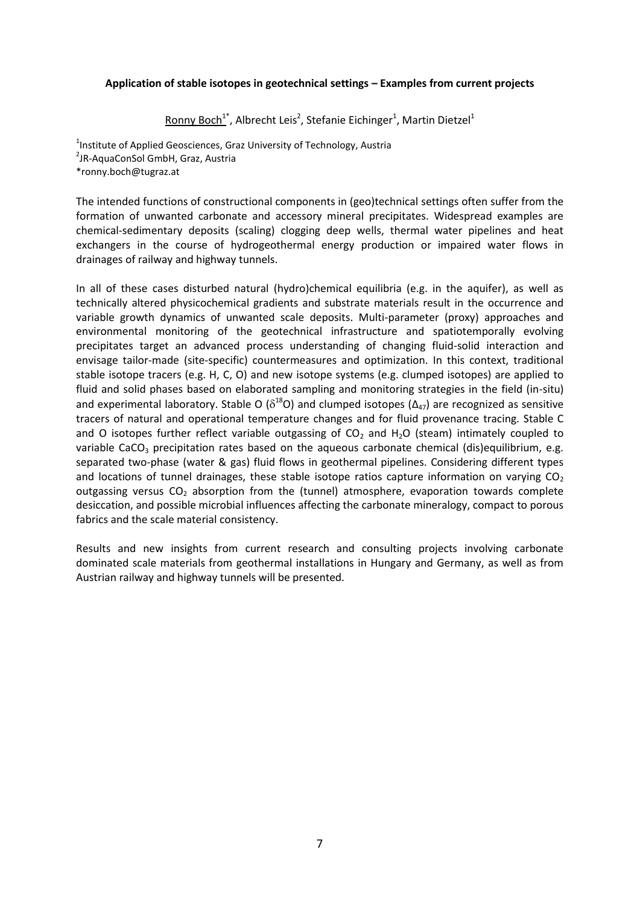**Application of stable isotopes in geotechnical settings – Examples from current projects**

Ronny Boch[1*], Albrecht Leis[2], Stefanie Eichinger[1], Martin Dietzel[1]

[1]Institute of Applied Geosciences, Graz University of Technology, Austria
[2]JR-AquaConSol GmbH, Graz, Austria
*ronny.boch@tugraz.at

The intended functions of constructional components in (geo)technical settings often suffer from the formation of unwanted carbonate and accessory mineral precipitates. Widespread examples are chemical-sedimentary deposits (scaling) clogging deep wells, thermal water pipelines and heat exchangers in the course of hydrogeothermal energy production or impaired water flows in drainages of railway and highway tunnels.

In all of these cases disturbed natural (hydro)chemical equilibria (e.g. in the aquifer), as well as technically altered physicochemical gradients and substrate materials result in the occurrence and variable growth dynamics of unwanted scale deposits. Multi-parameter (proxy) approaches and environmental monitoring of the geotechnical infrastructure and spatiotemporally evolving precipitates target an advanced process understanding of changing fluid-solid interaction and envisage tailor-made (site-specific) countermeasures and optimization. In this context, traditional stable isotope tracers (e.g. H, C, O) and new isotope systems (e.g. clumped isotopes) are applied to fluid and solid phases based on elaborated sampling and monitoring strategies in the field (in-situ) and experimental laboratory. Stable O ($\delta^{18}O$) and clumped isotopes ($\Delta_{47}$) are recognized as sensitive tracers of natural and operational temperature changes and for fluid provenance tracing. Stable C and O isotopes further reflect variable outgassing of $CO_2$ and $H_2O$ (steam) intimately coupled to variable $CaCO_3$ precipitation rates based on the aqueous carbonate chemical (dis)equilibrium, e.g. separated two-phase (water & gas) fluid flows in geothermal pipelines. Considering different types and locations of tunnel drainages, these stable isotope ratios capture information on varying $CO_2$ outgassing versus $CO_2$ absorption from the (tunnel) atmosphere, evaporation towards complete desiccation, and possible microbial influences affecting the carbonate mineralogy, compact to porous fabrics and the scale material consistency.

Results and new insights from current research and consulting projects involving carbonate dominated scale materials from geothermal installations in Hungary and Germany, as well as from Austrian railway and highway tunnels will be presented.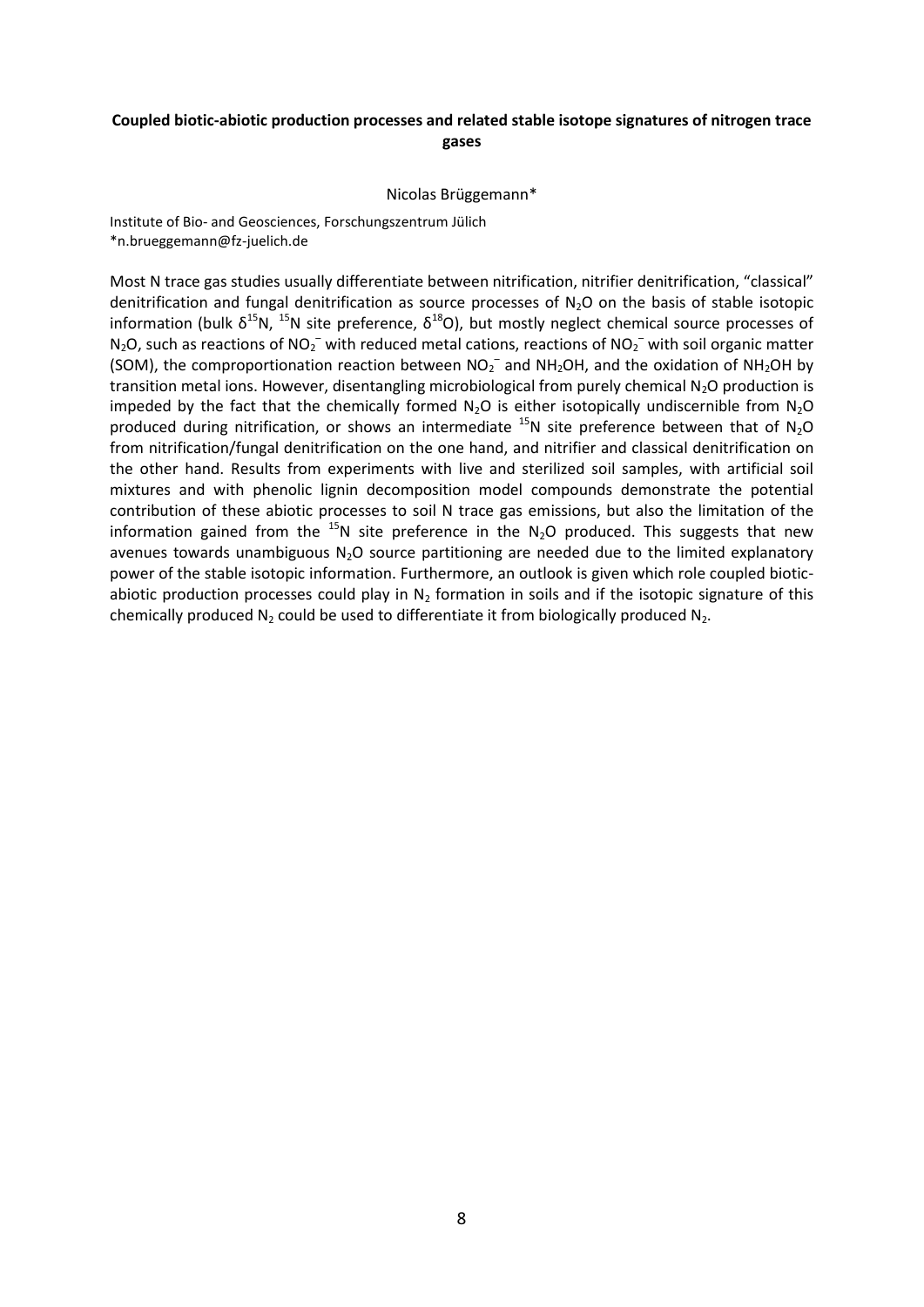**Coupled biotic-abiotic production processes and related stable isotope signatures of nitrogen trace gases**

Nicolas Brüggemann*

Institute of Bio- and Geosciences, Forschungszentrum Jülich
*n.brueggemann@fz-juelich.de

Most N trace gas studies usually differentiate between nitrification, nitrifier denitrification, "classical" denitrification and fungal denitrification as source processes of $N_2O$ on the basis of stable isotopic information (bulk $\delta^{15}N$, $^{15}N$ site preference, $\delta^{18}O$), but mostly neglect chemical source processes of $N_2O$, such as reactions of $NO_2^-$ with reduced metal cations, reactions of $NO_2^-$ with soil organic matter (SOM), the comproportionation reaction between $NO_2^-$ and $NH_2OH$, and the oxidation of $NH_2OH$ by transition metal ions. However, disentangling microbiological from purely chemical $N_2O$ production is impeded by the fact that the chemically formed $N_2O$ is either isotopically undiscernible from $N_2O$ produced during nitrification, or shows an intermediate $^{15}N$ site preference between that of $N_2O$ from nitrification/fungal denitrification on the one hand, and nitrifier and classical denitrification on the other hand. Results from experiments with live and sterilized soil samples, with artificial soil mixtures and with phenolic lignin decomposition model compounds demonstrate the potential contribution of these abiotic processes to soil N trace gas emissions, but also the limitation of the information gained from the $^{15}N$ site preference in the $N_2O$ produced. This suggests that new avenues towards unambiguous $N_2O$ source partitioning are needed due to the limited explanatory power of the stable isotopic information. Furthermore, an outlook is given which role coupled biotic-abiotic production processes could play in $N_2$ formation in soils and if the isotopic signature of this chemically produced $N_2$ could be used to differentiate it from biologically produced $N_2$.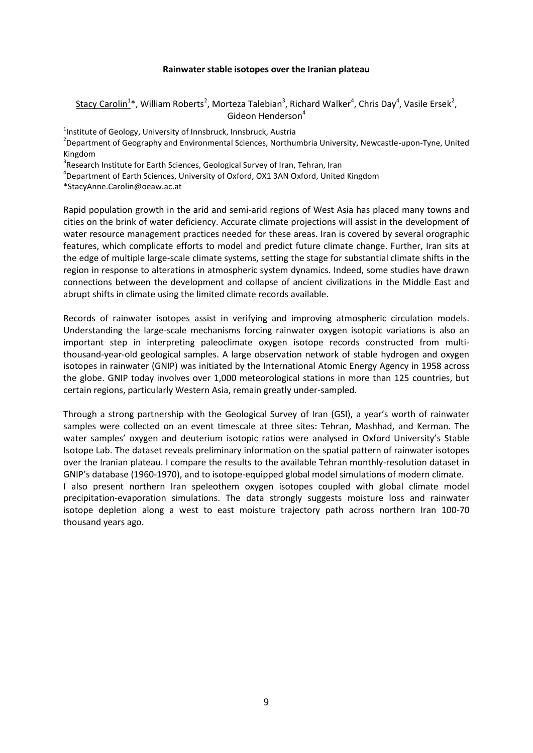**Rainwater stable isotopes over the Iranian plateau**

Stacy Carolin[1]*, William Roberts[2], Morteza Talebian[3], Richard Walker[4], Chris Day[4], Vasile Ersek[2], Gideon Henderson[4]

[1]Institute of Geology, University of Innsbruck, Innsbruck, Austria
[2]Department of Geography and Environmental Sciences, Northumbria University, Newcastle-upon-Tyne, United Kingdom
[3]Research Institute for Earth Sciences, Geological Survey of Iran, Tehran, Iran
[4]Department of Earth Sciences, University of Oxford, OX1 3AN Oxford, United Kingdom
*StacyAnne.Carolin@oeaw.ac.at

Rapid population growth in the arid and semi-arid regions of West Asia has placed many towns and cities on the brink of water deficiency. Accurate climate projections will assist in the development of water resource management practices needed for these areas. Iran is covered by several orographic features, which complicate efforts to model and predict future climate change. Further, Iran sits at the edge of multiple large-scale climate systems, setting the stage for substantial climate shifts in the region in response to alterations in atmospheric system dynamics. Indeed, some studies have drawn connections between the development and collapse of ancient civilizations in the Middle East and abrupt shifts in climate using the limited climate records available.

Records of rainwater isotopes assist in verifying and improving atmospheric circulation models. Understanding the large-scale mechanisms forcing rainwater oxygen isotopic variations is also an important step in interpreting paleoclimate oxygen isotope records constructed from multi-thousand-year-old geological samples. A large observation network of stable hydrogen and oxygen isotopes in rainwater (GNIP) was initiated by the International Atomic Energy Agency in 1958 across the globe. GNIP today involves over 1,000 meteorological stations in more than 125 countries, but certain regions, particularly Western Asia, remain greatly under-sampled.

Through a strong partnership with the Geological Survey of Iran (GSI), a year's worth of rainwater samples were collected on an event timescale at three sites: Tehran, Mashhad, and Kerman. The water samples' oxygen and deuterium isotopic ratios were analysed in Oxford University's Stable Isotope Lab. The dataset reveals preliminary information on the spatial pattern of rainwater isotopes over the Iranian plateau. I compare the results to the available Tehran monthly-resolution dataset in GNIP's database (1960-1970), and to isotope-equipped global model simulations of modern climate.
I also present northern Iran speleothem oxygen isotopes coupled with global climate model precipitation-evaporation simulations. The data strongly suggests moisture loss and rainwater isotope depletion along a west to east moisture trajectory path across northern Iran 100-70 thousand years ago.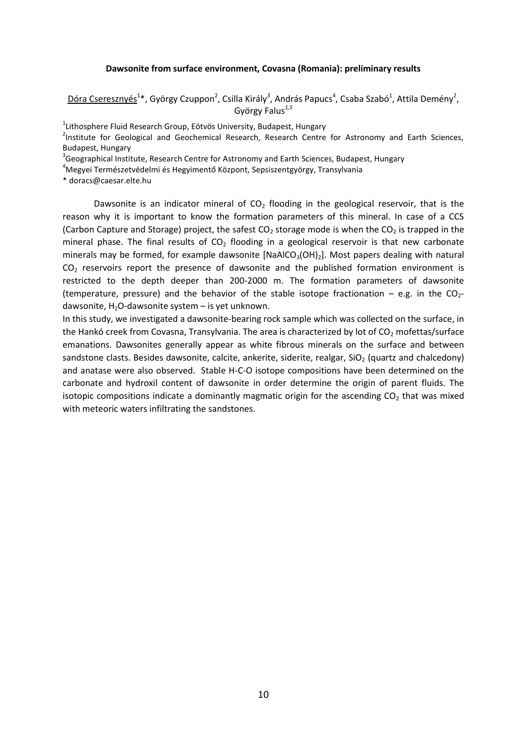**Dawsonite from surface environment, Covasna (Romania): preliminary results**

Dóra Cseresznyés[1]*, György Czuppon[2], Csilla Király[3], András Papucs[4], Csaba Szabó[1], Attila Demény[2], György Falus[1,5]

[1]Lithosphere Fluid Research Group, Eötvös University, Budapest, Hungary
[2]Institute for Geological and Geochemical Research, Research Centre for Astronomy and Earth Sciences, Budapest, Hungary
[3]Geographical Institute, Research Centre for Astronomy and Earth Sciences, Budapest, Hungary
[4]Megyei Természetvédelmi és Hegyimentő Központ, Sepsiszentgyörgy, Transylvania
* doracs@caesar.elte.hu

Dawsonite is an indicator mineral of $CO_2$ flooding in the geological reservoir, that is the reason why it is important to know the formation parameters of this mineral. In case of a CCS (Carbon Capture and Storage) project, the safest $CO_2$ storage mode is when the $CO_2$ is trapped in the mineral phase. The final results of $CO_2$ flooding in a geological reservoir is that new carbonate minerals may be formed, for example dawsonite [$NaAlCO_3(OH)_2$]. Most papers dealing with natural $CO_2$ reservoirs report the presence of dawsonite and the published formation environment is restricted to the depth deeper than 200-2000 m. The formation parameters of dawsonite (temperature, pressure) and the behavior of the stable isotope fractionation – e.g. in the $CO_2$-dawsonite, $H_2O$-dawsonite system – is yet unknown.

In this study, we investigated a dawsonite-bearing rock sample which was collected on the surface, in the Hankó creek from Covasna, Transylvania. The area is characterized by lot of $CO_2$ mofettas/surface emanations. Dawsonites generally appear as white fibrous minerals on the surface and between sandstone clasts. Besides dawsonite, calcite, ankerite, siderite, realgar, $SiO_2$ (quartz and chalcedony) and anatase were also observed. Stable H-C-O isotope compositions have been determined on the carbonate and hydroxil content of dawsonite in order determine the origin of parent fluids. The isotopic compositions indicate a dominantly magmatic origin for the ascending $CO_2$ that was mixed with meteoric waters infiltrating the sandstones.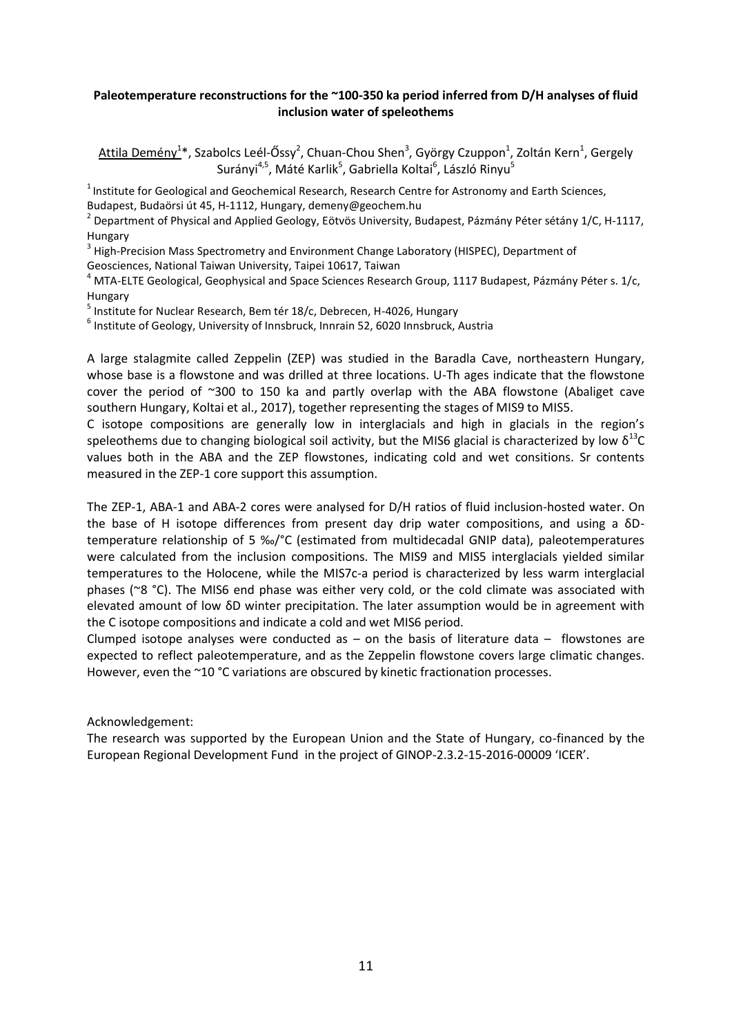**Paleotemperature reconstructions for the ~100-350 ka period inferred from D/H analyses of fluid inclusion water of speleothems**

Attila Demény[1]*, Szabolcs Leél-Őssy[2], Chuan-Chou Shen[3], György Czuppon[1], Zoltán Kern[1], Gergely Surányi[4,5], Máté Karlik[5], Gabriella Koltai[6], László Rinyu[5]

[1] Institute for Geological and Geochemical Research, Research Centre for Astronomy and Earth Sciences, Budapest, Budaörsi út 45, H-1112, Hungary, demeny@geochem.hu

[2] Department of Physical and Applied Geology, Eötvös University, Budapest, Pázmány Péter sétány 1/C, H-1117, Hungary

[3] High-Precision Mass Spectrometry and Environment Change Laboratory (HISPEC), Department of Geosciences, National Taiwan University, Taipei 10617, Taiwan

[4] MTA-ELTE Geological, Geophysical and Space Sciences Research Group, 1117 Budapest, Pázmány Péter s. 1/c, Hungary

[5] Institute for Nuclear Research, Bem tér 18/c, Debrecen, H-4026, Hungary

[6] Institute of Geology, University of Innsbruck, Innrain 52, 6020 Innsbruck, Austria

A large stalagmite called Zeppelin (ZEP) was studied in the Baradla Cave, northeastern Hungary, whose base is a flowstone and was drilled at three locations. U-Th ages indicate that the flowstone cover the period of ~300 to 150 ka and partly overlap with the ABA flowstone (Abaliget cave southern Hungary, Koltai et al., 2017), together representing the stages of MIS9 to MIS5.

C isotope compositions are generally low in interglacials and high in glacials in the region's speleothems due to changing biological soil activity, but the MIS6 glacial is characterized by low $\delta^{13}C$ values both in the ABA and the ZEP flowstones, indicating cold and wet consitions. Sr contents measured in the ZEP-1 core support this assumption.

The ZEP-1, ABA-1 and ABA-2 cores were analysed for D/H ratios of fluid inclusion-hosted water. On the base of H isotope differences from present day drip water compositions, and using a δD-temperature relationship of 5 ‰/°C (estimated from multidecadal GNIP data), paleotemperatures were calculated from the inclusion compositions. The MIS9 and MIS5 interglacials yielded similar temperatures to the Holocene, while the MIS7c-a period is characterized by less warm interglacial phases (~8 °C). The MIS6 end phase was either very cold, or the cold climate was associated with elevated amount of low δD winter precipitation. The later assumption would be in agreement with the C isotope compositions and indicate a cold and wet MIS6 period.

Clumped isotope analyses were conducted as – on the basis of literature data – flowstones are expected to reflect paleotemperature, and as the Zeppelin flowstone covers large climatic changes. However, even the ~10 °C variations are obscured by kinetic fractionation processes.

Acknowledgement:

The research was supported by the European Union and the State of Hungary, co-financed by the European Regional Development Fund in the project of GINOP-2.3.2-15-2016-00009 'ICER'.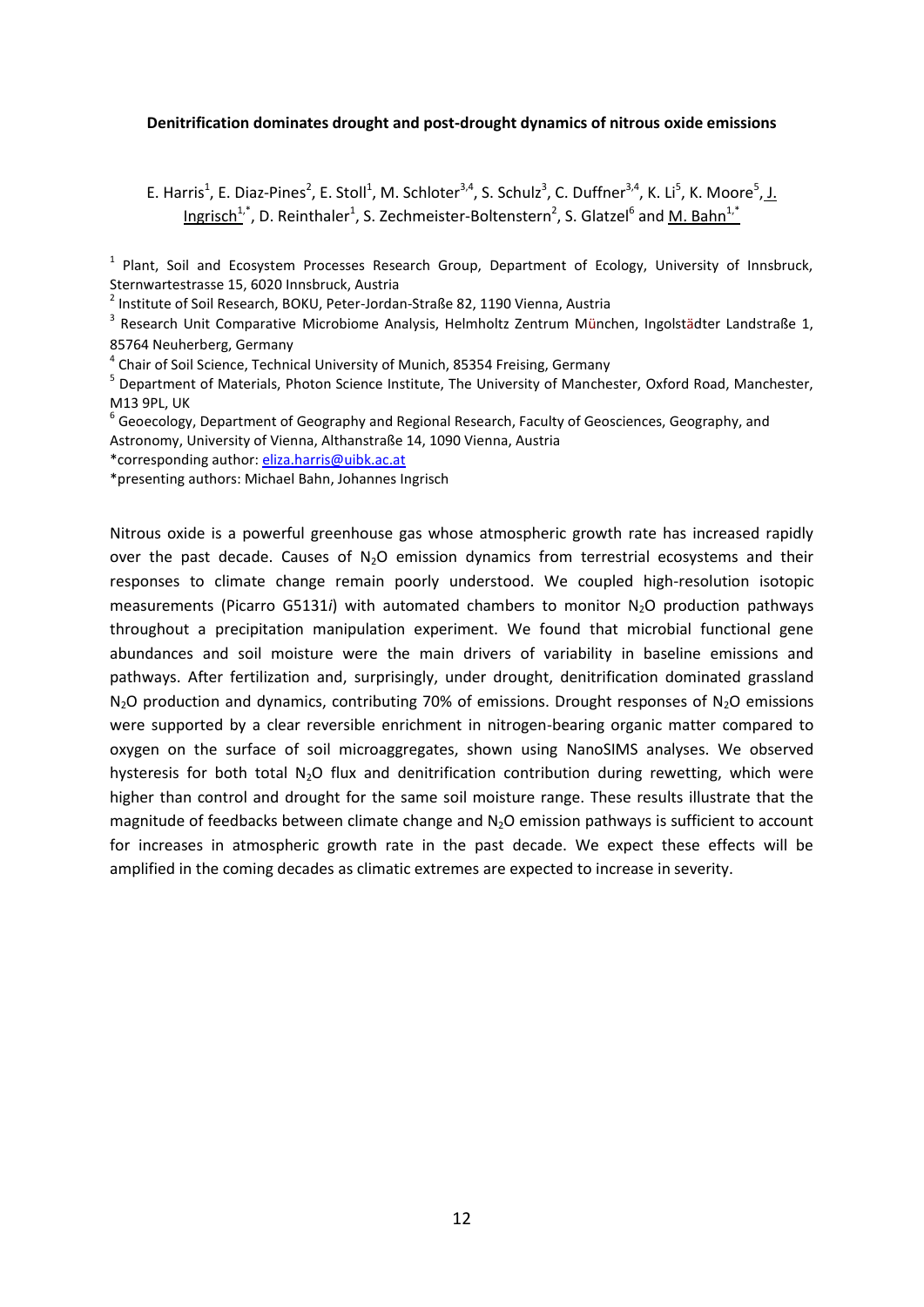**Denitrification dominates drought and post-drought dynamics of nitrous oxide emissions**

E. Harris[1], E. Diaz-Pines[2], E. Stoll[1], M. Schloter[3,4], S. Schulz[3], C. Duffner[3,4], K. Li[5], K. Moore[5], J. Ingrisch[1,*], D. Reinthaler[1], S. Zechmeister-Boltenstern[2], S. Glatzel[6] and M. Bahn[1,*]

[1] Plant, Soil and Ecosystem Processes Research Group, Department of Ecology, University of Innsbruck, Sternwartestrasse 15, 6020 Innsbruck, Austria

[2] Institute of Soil Research, BOKU, Peter-Jordan-Straße 82, 1190 Vienna, Austria

[3] Research Unit Comparative Microbiome Analysis, Helmholtz Zentrum München, Ingolstädter Landstraße 1, 85764 Neuherberg, Germany

[4] Chair of Soil Science, Technical University of Munich, 85354 Freising, Germany

[5] Department of Materials, Photon Science Institute, The University of Manchester, Oxford Road, Manchester, M13 9PL, UK

[6] Geoecology, Department of Geography and Regional Research, Faculty of Geosciences, Geography, and Astronomy, University of Vienna, Althanstraße 14, 1090 Vienna, Austria

*corresponding author: eliza.harris@uibk.ac.at

*presenting authors: Michael Bahn, Johannes Ingrisch

Nitrous oxide is a powerful greenhouse gas whose atmospheric growth rate has increased rapidly over the past decade. Causes of $N_2O$ emission dynamics from terrestrial ecosystems and their responses to climate change remain poorly understood. We coupled high-resolution isotopic measurements (Picarro G5131*i*) with automated chambers to monitor $N_2O$ production pathways throughout a precipitation manipulation experiment. We found that microbial functional gene abundances and soil moisture were the main drivers of variability in baseline emissions and pathways. After fertilization and, surprisingly, under drought, denitrification dominated grassland $N_2O$ production and dynamics, contributing 70% of emissions. Drought responses of $N_2O$ emissions were supported by a clear reversible enrichment in nitrogen-bearing organic matter compared to oxygen on the surface of soil microaggregates, shown using NanoSIMS analyses. We observed hysteresis for both total $N_2O$ flux and denitrification contribution during rewetting, which were higher than control and drought for the same soil moisture range. These results illustrate that the magnitude of feedbacks between climate change and $N_2O$ emission pathways is sufficient to account for increases in atmospheric growth rate in the past decade. We expect these effects will be amplified in the coming decades as climatic extremes are expected to increase in severity.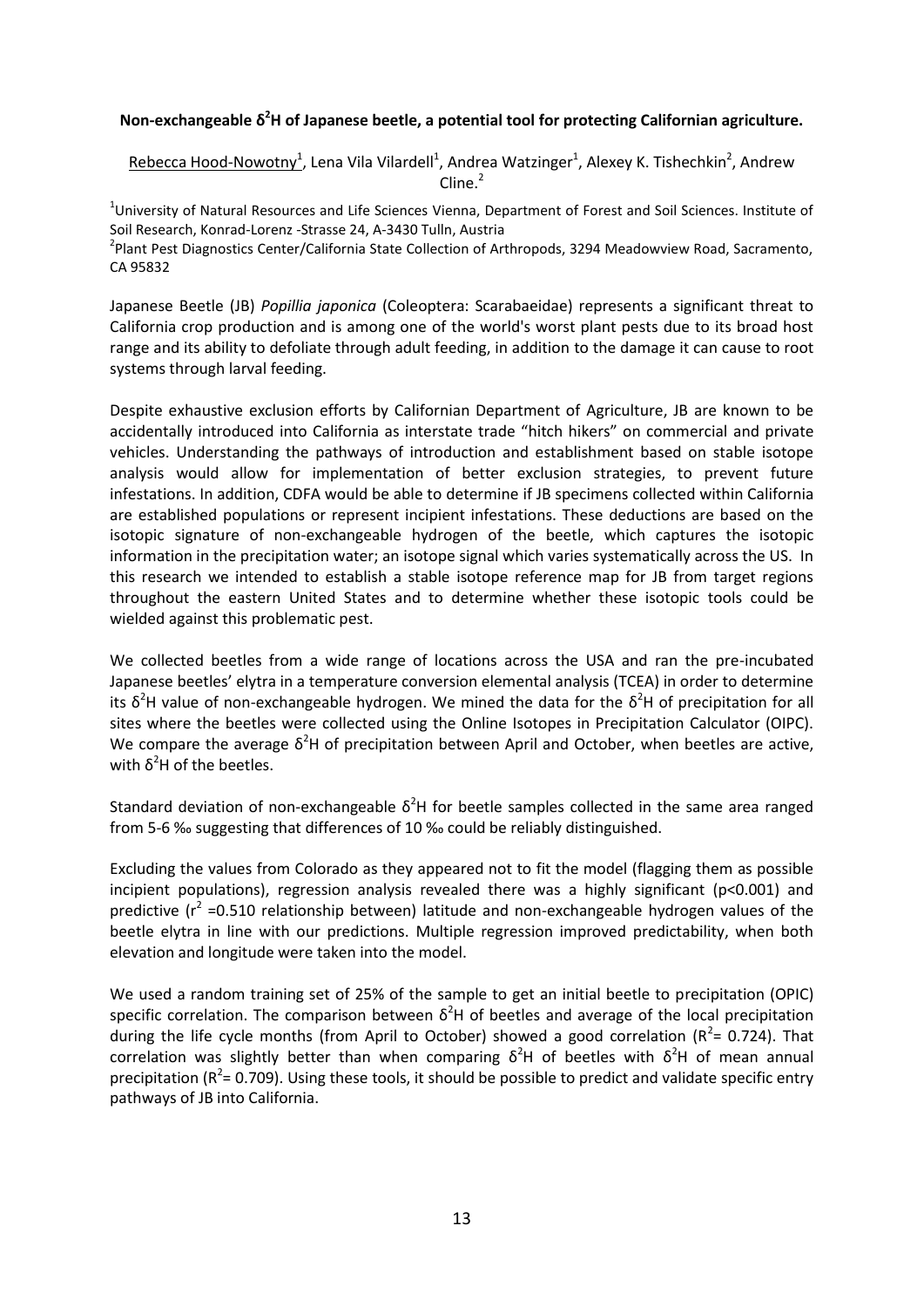**Non-exchangeable $\delta^2$H of Japanese beetle, a potential tool for protecting Californian agriculture.**

Rebecca Hood-Nowotny[1], Lena Vila Vilardell[1], Andrea Watzinger[1], Alexey K. Tishechkin[2], Andrew Cline.[2]

[1]University of Natural Resources and Life Sciences Vienna, Department of Forest and Soil Sciences. Institute of Soil Research, Konrad-Lorenz -Strasse 24, A-3430 Tulln, Austria

[2]Plant Pest Diagnostics Center/California State Collection of Arthropods, 3294 Meadowview Road, Sacramento, CA 95832

Japanese Beetle (JB) *Popillia japonica* (Coleoptera: Scarabaeidae) represents a significant threat to California crop production and is among one of the world's worst plant pests due to its broad host range and its ability to defoliate through adult feeding, in addition to the damage it can cause to root systems through larval feeding.

Despite exhaustive exclusion efforts by Californian Department of Agriculture, JB are known to be accidentally introduced into California as interstate trade "hitch hikers" on commercial and private vehicles. Understanding the pathways of introduction and establishment based on stable isotope analysis would allow for implementation of better exclusion strategies, to prevent future infestations. In addition, CDFA would be able to determine if JB specimens collected within California are established populations or represent incipient infestations. These deductions are based on the isotopic signature of non-exchangeable hydrogen of the beetle, which captures the isotopic information in the precipitation water; an isotope signal which varies systematically across the US. In this research we intended to establish a stable isotope reference map for JB from target regions throughout the eastern United States and to determine whether these isotopic tools could be wielded against this problematic pest.

We collected beetles from a wide range of locations across the USA and ran the pre-incubated Japanese beetles' elytra in a temperature conversion elemental analysis (TCEA) in order to determine its $\delta^2$H value of non-exchangeable hydrogen. We mined the data for the $\delta^2$H of precipitation for all sites where the beetles were collected using the Online Isotopes in Precipitation Calculator (OIPC). We compare the average $\delta^2$H of precipitation between April and October, when beetles are active, with $\delta^2$H of the beetles.

Standard deviation of non-exchangeable $\delta^2$H for beetle samples collected in the same area ranged from 5-6 ‰ suggesting that differences of 10 ‰ could be reliably distinguished.

Excluding the values from Colorado as they appeared not to fit the model (flagging them as possible incipient populations), regression analysis revealed there was a highly significant ($p<0.001$) and predictive ($r^2$ =0.510 relationship between) latitude and non-exchangeable hydrogen values of the beetle elytra in line with our predictions. Multiple regression improved predictability, when both elevation and longitude were taken into the model.

We used a random training set of 25% of the sample to get an initial beetle to precipitation (OPIC) specific correlation. The comparison between $\delta^2$H of beetles and average of the local precipitation during the life cycle months (from April to October) showed a good correlation ($R^2$= 0.724). That correlation was slightly better than when comparing $\delta^2$H of beetles with $\delta^2$H of mean annual precipitation ($R^2$= 0.709). Using these tools, it should be possible to predict and validate specific entry pathways of JB into California.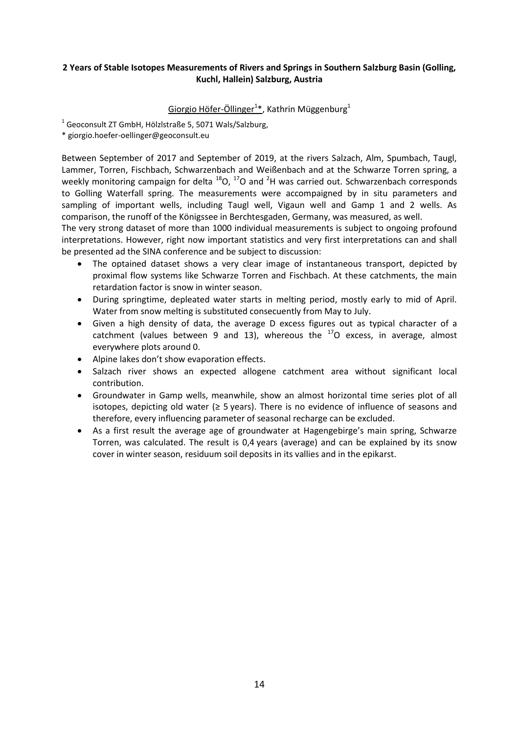**2 Years of Stable Isotopes Measurements of Rivers and Springs in Southern Salzburg Basin (Golling, Kuchl, Hallein) Salzburg, Austria**

Giorgio Höfer-Öllinger[1]*, Kathrin Müggenburg[1]

[1] Geoconsult ZT GmbH, Hölzlstraße 5, 5071 Wals/Salzburg,

* giorgio.hoefer-oellinger@geoconsult.eu

Between September of 2017 and September of 2019, at the rivers Salzach, Alm, Spumbach, Taugl, Lammer, Torren, Fischbach, Schwarzenbach and Weißenbach and at the Schwarze Torren spring, a weekly monitoring campaign for delta $^{18}$O, $^{17}$O and $^{2}$H was carried out. Schwarzenbach corresponds to Golling Waterfall spring. The measurements were accompaigned by in situ parameters and sampling of important wells, including Taugl well, Vigaun well and Gamp 1 and 2 wells. As comparison, the runoff of the Königssee in Berchtesgaden, Germany, was measured, as well.

The very strong dataset of more than 1000 individual measurements is subject to ongoing profound interpretations. However, right now important statistics and very first interpretations can and shall be presented ad the SINA conference and be subject to discussion:

- The optained dataset shows a very clear image of instantaneous transport, depicted by proximal flow systems like Schwarze Torren and Fischbach. At these catchments, the main retardation factor is snow in winter season.
- During springtime, depleated water starts in melting period, mostly early to mid of April. Water from snow melting is substituted consecuently from May to July.
- Given a high density of data, the average D excess figures out as typical character of a catchment (values between 9 and 13), whereous the $^{17}$O excess, in average, almost everywhere plots around 0.
- Alpine lakes don't show evaporation effects.
- Salzach river shows an expected allogene catchment area without significant local contribution.
- Groundwater in Gamp wells, meanwhile, show an almost horizontal time series plot of all isotopes, depicting old water (≥ 5 years). There is no evidence of influence of seasons and therefore, every influencing parameter of seasonal recharge can be excluded.
- As a first result the average age of groundwater at Hagengebirge's main spring, Schwarze Torren, was calculated. The result is 0,4 years (average) and can be explained by its snow cover in winter season, residuum soil deposits in its vallies and in the epikarst.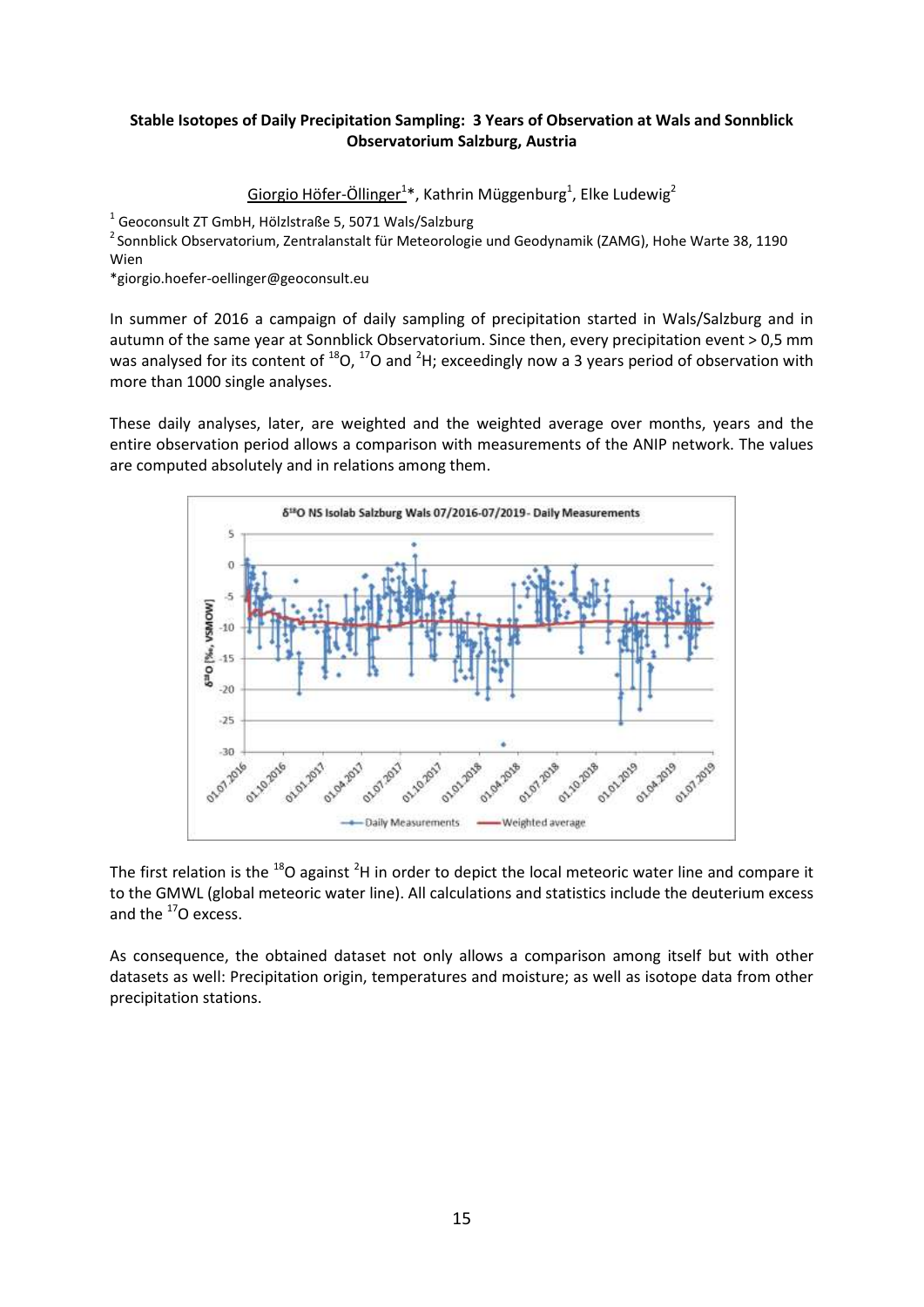**Stable Isotopes of Daily Precipitation Sampling: 3 Years of Observation at Wals and Sonnblick Observatorium Salzburg, Austria**

Giorgio Höfer-Öllinger[1]*, Kathrin Müggenburg[1], Elke Ludewig[2]

[1] Geoconsult ZT GmbH, Hölzlstraße 5, 5071 Wals/Salzburg

[2] Sonnblick Observatorium, Zentralanstalt für Meteorologie und Geodynamik (ZAMG), Hohe Warte 38, 1190 Wien

*giorgio.hoefer-oellinger@geoconsult.eu

In summer of 2016 a campaign of daily sampling of precipitation started in Wals/Salzburg and in autumn of the same year at Sonnblick Observatorium. Since then, every precipitation event > 0,5 mm was analysed for its content of $^{18}O$, $^{17}O$ and $^{2}H$; exceedingly now a 3 years period of observation with more than 1000 single analyses.

These daily analyses, later, are weighted and the weighted average over months, years and the entire observation period allows a comparison with measurements of the ANIP network. The values are computed absolutely and in relations among them.

The first relation is the $^{18}O$ against $^{2}H$ in order to depict the local meteoric water line and compare it to the GMWL (global meteoric water line). All calculations and statistics include the deuterium excess and the $^{17}O$ excess.

As consequence, the obtained dataset not only allows a comparison among itself but with other datasets as well: Precipitation origin, temperatures and moisture; as well as isotope data from other precipitation stations.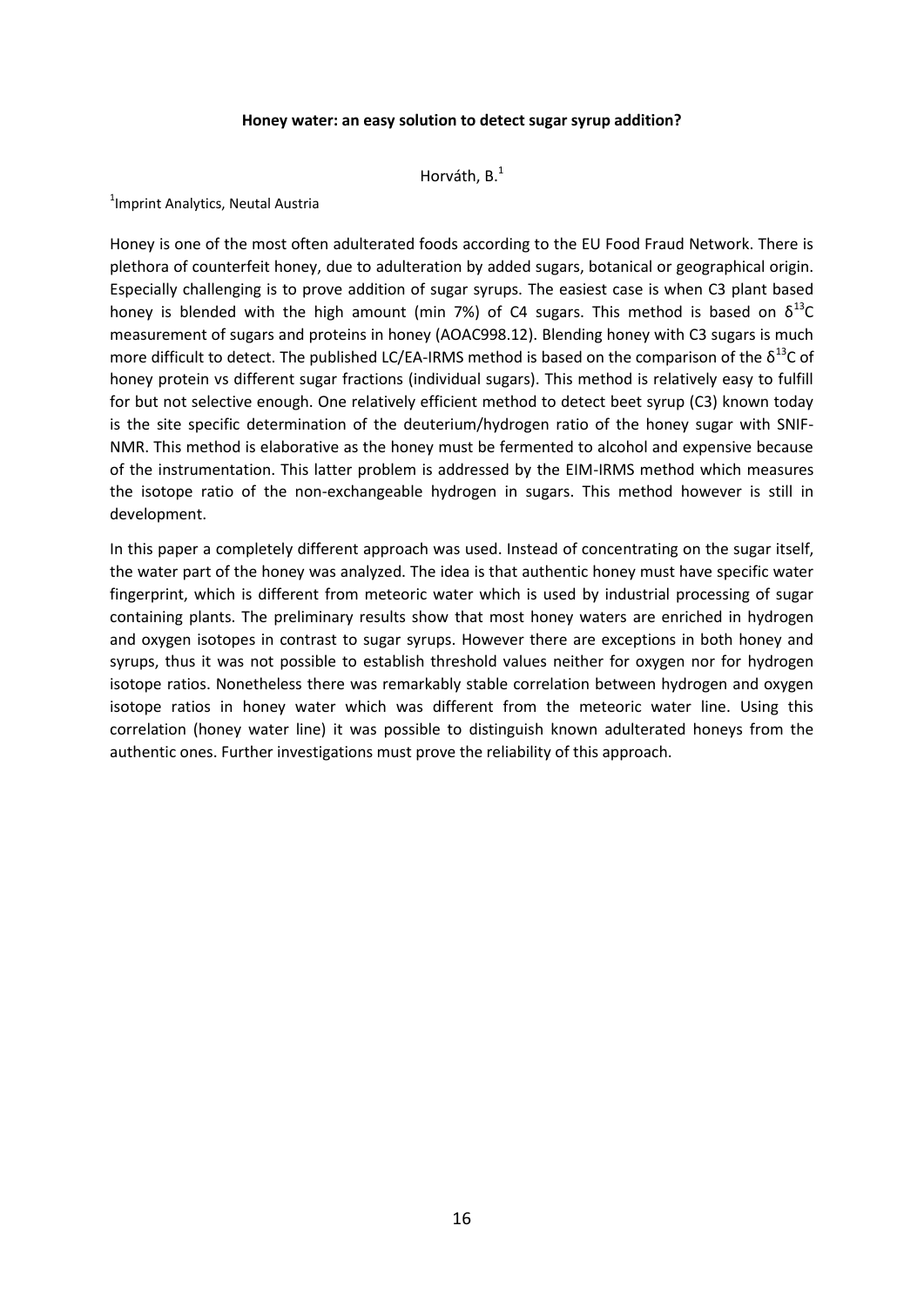**Honey water: an easy solution to detect sugar syrup addition?**

Horváth, B.[1]

[1]Imprint Analytics, Neutal Austria

Honey is one of the most often adulterated foods according to the EU Food Fraud Network. There is plethora of counterfeit honey, due to adulteration by added sugars, botanical or geographical origin. Especially challenging is to prove addition of sugar syrups. The easiest case is when C3 plant based honey is blended with the high amount (min 7%) of C4 sugars. This method is based on $\delta^{13}C$ measurement of sugars and proteins in honey (AOAC998.12). Blending honey with C3 sugars is much more difficult to detect. The published LC/EA-IRMS method is based on the comparison of the $\delta^{13}C$ of honey protein vs different sugar fractions (individual sugars). This method is relatively easy to fulfill for but not selective enough. One relatively efficient method to detect beet syrup (C3) known today is the site specific determination of the deuterium/hydrogen ratio of the honey sugar with SNIF-NMR. This method is elaborative as the honey must be fermented to alcohol and expensive because of the instrumentation. This latter problem is addressed by the EIM-IRMS method which measures the isotope ratio of the non-exchangeable hydrogen in sugars. This method however is still in development.

In this paper a completely different approach was used. Instead of concentrating on the sugar itself, the water part of the honey was analyzed. The idea is that authentic honey must have specific water fingerprint, which is different from meteoric water which is used by industrial processing of sugar containing plants. The preliminary results show that most honey waters are enriched in hydrogen and oxygen isotopes in contrast to sugar syrups. However there are exceptions in both honey and syrups, thus it was not possible to establish threshold values neither for oxygen nor for hydrogen isotope ratios. Nonetheless there was remarkably stable correlation between hydrogen and oxygen isotope ratios in honey water which was different from the meteoric water line. Using this correlation (honey water line) it was possible to distinguish known adulterated honeys from the authentic ones. Further investigations must prove the reliability of this approach.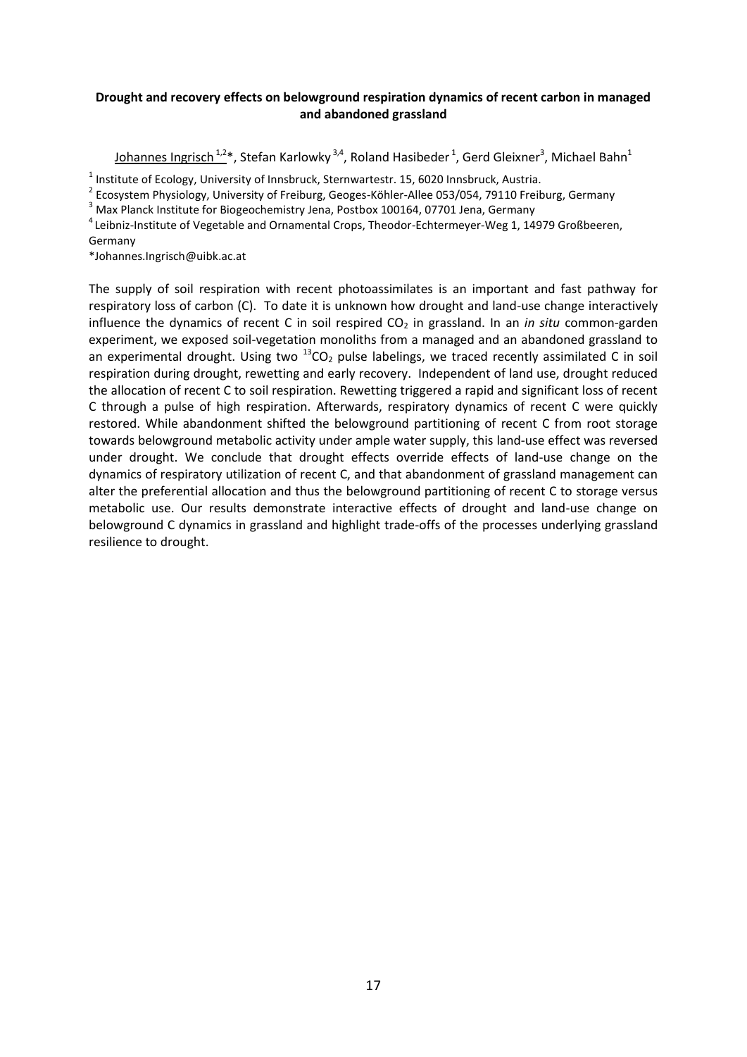**Drought and recovery effects on belowground respiration dynamics of recent carbon in managed and abandoned grassland**

Johannes Ingrisch [1,2]*, Stefan Karlowky [3,4], Roland Hasibeder [1], Gerd Gleixner[3], Michael Bahn[1]

[1] Institute of Ecology, University of Innsbruck, Sternwartestr. 15, 6020 Innsbruck, Austria.

[2] Ecosystem Physiology, University of Freiburg, Geoges-Köhler-Allee 053/054, 79110 Freiburg, Germany

[3] Max Planck Institute for Biogeochemistry Jena, Postbox 100164, 07701 Jena, Germany

[4] Leibniz-Institute of Vegetable and Ornamental Crops, Theodor-Echtermeyer-Weg 1, 14979 Großbeeren, Germany

*Johannes.Ingrisch@uibk.ac.at

The supply of soil respiration with recent photoassimilates is an important and fast pathway for respiratory loss of carbon (C). To date it is unknown how drought and land-use change interactively influence the dynamics of recent C in soil respired $CO_2$ in grassland. In an *in situ* common-garden experiment, we exposed soil-vegetation monoliths from a managed and an abandoned grassland to an experimental drought. Using two $^{13}CO_2$ pulse labelings, we traced recently assimilated C in soil respiration during drought, rewetting and early recovery. Independent of land use, drought reduced the allocation of recent C to soil respiration. Rewetting triggered a rapid and significant loss of recent C through a pulse of high respiration. Afterwards, respiratory dynamics of recent C were quickly restored. While abandonment shifted the belowground partitioning of recent C from root storage towards belowground metabolic activity under ample water supply, this land-use effect was reversed under drought. We conclude that drought effects override effects of land-use change on the dynamics of respiratory utilization of recent C, and that abandonment of grassland management can alter the preferential allocation and thus the belowground partitioning of recent C to storage versus metabolic use. Our results demonstrate interactive effects of drought and land-use change on belowground C dynamics in grassland and highlight trade-offs of the processes underlying grassland resilience to drought.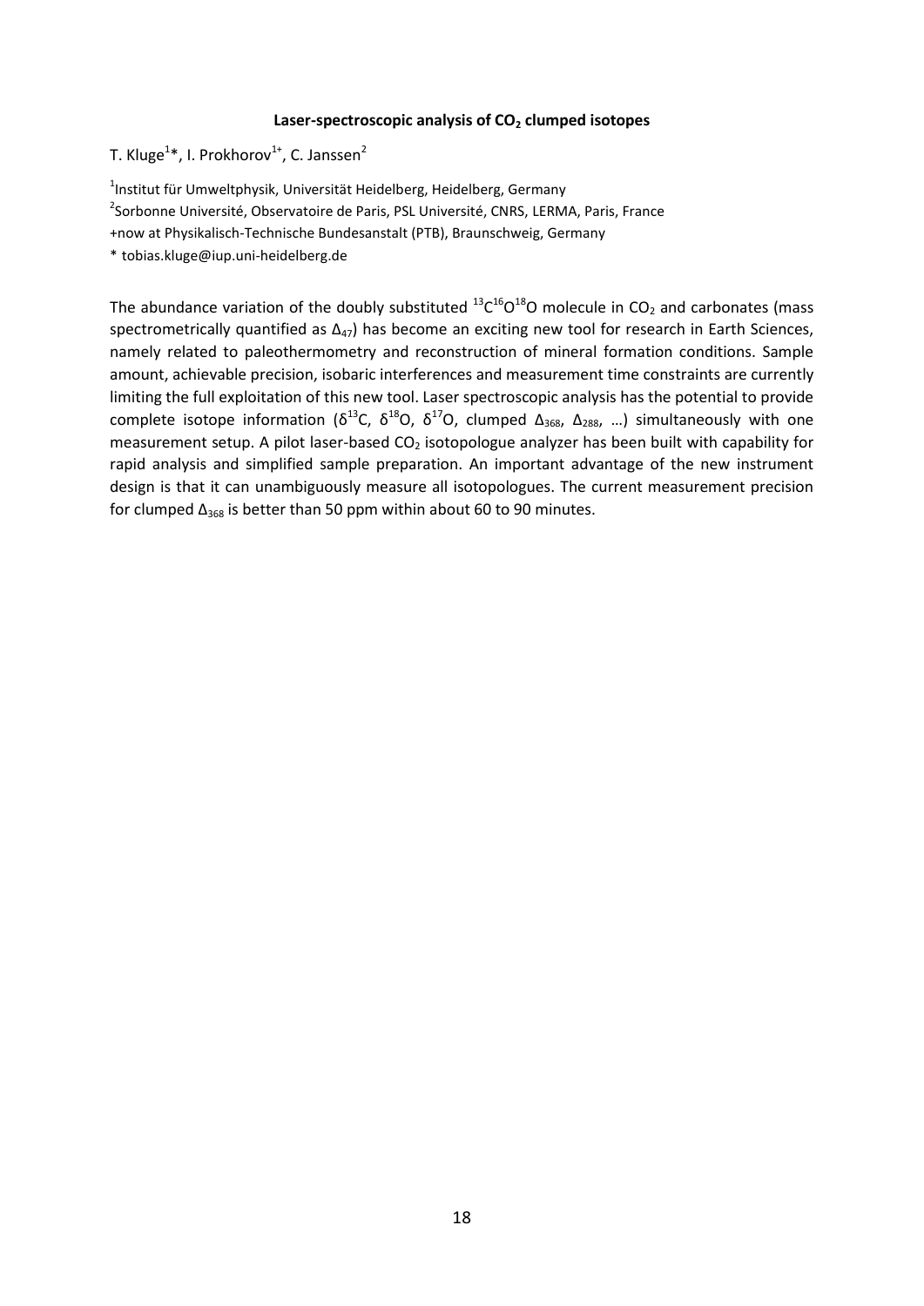**Laser-spectroscopic analysis of $CO_2$ clumped isotopes**

T. Kluge[1]*, I. Prokhorov[1+], C. Janssen[2]

[1]Institut für Umweltphysik, Universität Heidelberg, Heidelberg, Germany

[2]Sorbonne Université, Observatoire de Paris, PSL Université, CNRS, LERMA, Paris, France

+now at Physikalisch-Technische Bundesanstalt (PTB), Braunschweig, Germany

* tobias.kluge@iup.uni-heidelberg.de

The abundance variation of the doubly substituted $^{13}C^{16}O^{18}O$ molecule in $CO_2$ and carbonates (mass spectrometrically quantified as $\Delta_{47}$) has become an exciting new tool for research in Earth Sciences, namely related to paleothermometry and reconstruction of mineral formation conditions. Sample amount, achievable precision, isobaric interferences and measurement time constraints are currently limiting the full exploitation of this new tool. Laser spectroscopic analysis has the potential to provide complete isotope information ($\delta^{13}C$, $\delta^{18}O$, $\delta^{17}O$, clumped $\Delta_{368}$, $\Delta_{288}$, …) simultaneously with one measurement setup. A pilot laser-based $CO_2$ isotopologue analyzer has been built with capability for rapid analysis and simplified sample preparation. An important advantage of the new instrument design is that it can unambiguously measure all isotopologues. The current measurement precision for clumped $\Delta_{368}$ is better than 50 ppm within about 60 to 90 minutes.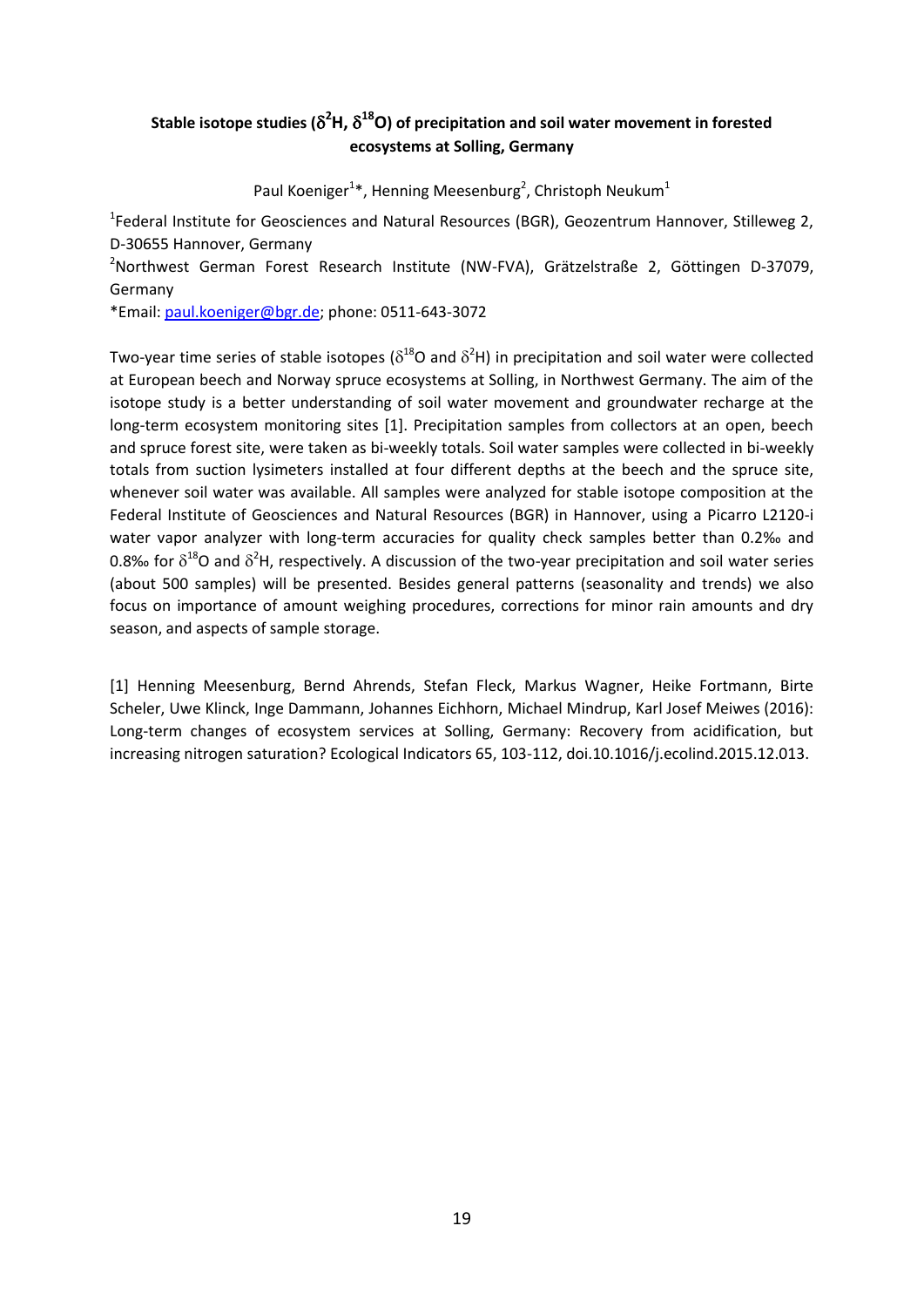## Stable isotope studies ($\delta^2H$, $\delta^{18}O$) of precipitation and soil water movement in forested ecosystems at Solling, Germany

Paul Koeniger[1]*, Henning Meesenburg[2], Christoph Neukum[1]

[1]Federal Institute for Geosciences and Natural Resources (BGR), Geozentrum Hannover, Stilleweg 2, D-30655 Hannover, Germany

[2]Northwest German Forest Research Institute (NW-FVA), Grätzelstraße 2, Göttingen D-37079, Germany

*Email: paul.koeniger@bgr.de; phone: 0511-643-3072

Two-year time series of stable isotopes ($\delta^{18}O$ and $\delta^2H$) in precipitation and soil water were collected at European beech and Norway spruce ecosystems at Solling, in Northwest Germany. The aim of the isotope study is a better understanding of soil water movement and groundwater recharge at the long-term ecosystem monitoring sites [1]. Precipitation samples from collectors at an open, beech and spruce forest site, were taken as bi-weekly totals. Soil water samples were collected in bi-weekly totals from suction lysimeters installed at four different depths at the beech and the spruce site, whenever soil water was available. All samples were analyzed for stable isotope composition at the Federal Institute of Geosciences and Natural Resources (BGR) in Hannover, using a Picarro L2120-i water vapor analyzer with long-term accuracies for quality check samples better than 0.2‰ and 0.8‰ for $\delta^{18}O$ and $\delta^2H$, respectively. A discussion of the two-year precipitation and soil water series (about 500 samples) will be presented. Besides general patterns (seasonality and trends) we also focus on importance of amount weighing procedures, corrections for minor rain amounts and dry season, and aspects of sample storage.

[1] Henning Meesenburg, Bernd Ahrends, Stefan Fleck, Markus Wagner, Heike Fortmann, Birte Scheler, Uwe Klinck, Inge Dammann, Johannes Eichhorn, Michael Mindrup, Karl Josef Meiwes (2016): Long-term changes of ecosystem services at Solling, Germany: Recovery from acidification, but increasing nitrogen saturation? Ecological Indicators 65, 103-112, doi.10.1016/j.ecolind.2015.12.013.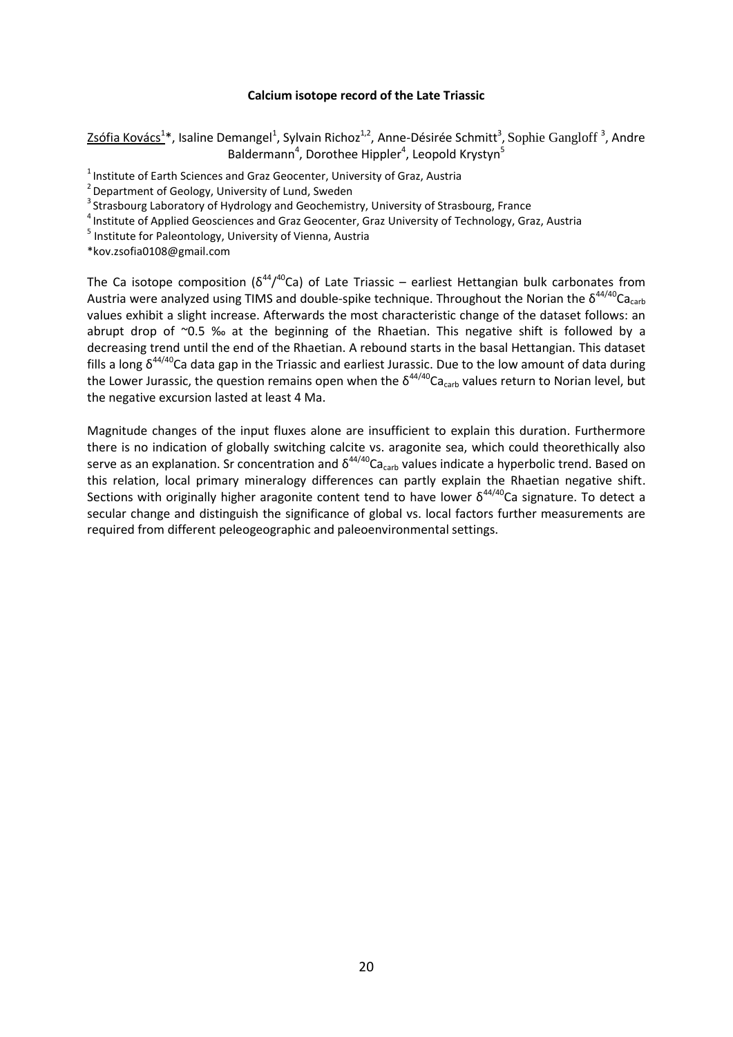**Calcium isotope record of the Late Triassic**

Zsófia Kovács[1]*, Isaline Demangel[1], Sylvain Richoz[1,2], Anne-Désirée Schmitt[3], Sophie Gangloff [3], Andre Baldermann[4], Dorothee Hippler[4], Leopold Krystyn[5]

[1] Institute of Earth Sciences and Graz Geocenter, University of Graz, Austria
[2] Department of Geology, University of Lund, Sweden
[3] Strasbourg Laboratory of Hydrology and Geochemistry, University of Strasbourg, France
[4] Institute of Applied Geosciences and Graz Geocenter, Graz University of Technology, Graz, Austria
[5] Institute for Paleontology, University of Vienna, Austria
*kov.zsofia0108@gmail.com

The Ca isotope composition ($\delta^{44}/^{40}$Ca) of Late Triassic – earliest Hettangian bulk carbonates from Austria were analyzed using TIMS and double-spike technique. Throughout the Norian the $\delta^{44/40}Ca_{carb}$ values exhibit a slight increase. Afterwards the most characteristic change of the dataset follows: an abrupt drop of ~0.5 ‰ at the beginning of the Rhaetian. This negative shift is followed by a decreasing trend until the end of the Rhaetian. A rebound starts in the basal Hettangian. This dataset fills a long $\delta^{44/40}$Ca data gap in the Triassic and earliest Jurassic. Due to the low amount of data during the Lower Jurassic, the question remains open when the $\delta^{44/40}Ca_{carb}$ values return to Norian level, but the negative excursion lasted at least 4 Ma.

Magnitude changes of the input fluxes alone are insufficient to explain this duration. Furthermore there is no indication of globally switching calcite vs. aragonite sea, which could theorethically also serve as an explanation. Sr concentration and $\delta^{44/40}Ca_{carb}$ values indicate a hyperbolic trend. Based on this relation, local primary mineralogy differences can partly explain the Rhaetian negative shift. Sections with originally higher aragonite content tend to have lower $\delta^{44/40}$Ca signature. To detect a secular change and distinguish the significance of global vs. local factors further measurements are required from different peleogeographic and paleoenvironmental settings.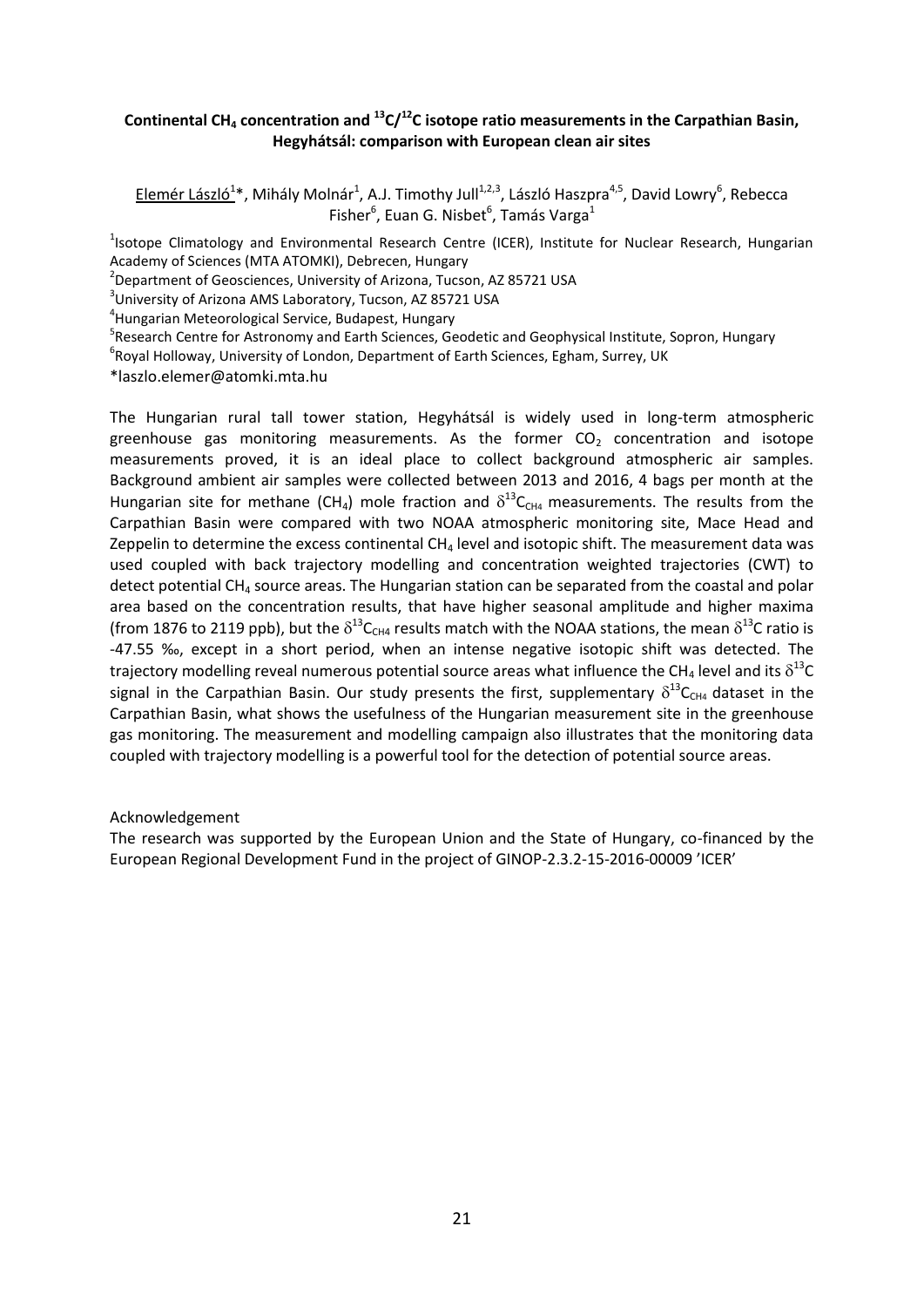**Continental $CH_4$ concentration and $^{13}C/^{12}C$ isotope ratio measurements in the Carpathian Basin, Hegyhátsál: comparison with European clean air sites**

Elemér László[1]*, Mihály Molnár[1], A.J. Timothy Jull[1,2,3], László Haszpra[4,5], David Lowry[6], Rebecca Fisher[6], Euan G. Nisbet[6], Tamás Varga[1]

[1]Isotope Climatology and Environmental Research Centre (ICER), Institute for Nuclear Research, Hungarian Academy of Sciences (MTA ATOMKI), Debrecen, Hungary

[2]Department of Geosciences, University of Arizona, Tucson, AZ 85721 USA

[3]University of Arizona AMS Laboratory, Tucson, AZ 85721 USA

[4]Hungarian Meteorological Service, Budapest, Hungary

[5]Research Centre for Astronomy and Earth Sciences, Geodetic and Geophysical Institute, Sopron, Hungary

[6]Royal Holloway, University of London, Department of Earth Sciences, Egham, Surrey, UK

*laszlo.elemer@atomki.mta.hu

The Hungarian rural tall tower station, Hegyhátsál is widely used in long-term atmospheric greenhouse gas monitoring measurements. As the former $CO_2$ concentration and isotope measurements proved, it is an ideal place to collect background atmospheric air samples. Background ambient air samples were collected between 2013 and 2016, 4 bags per month at the Hungarian site for methane ($CH_4$) mole fraction and $\delta^{13}C_{CH4}$ measurements. The results from the Carpathian Basin were compared with two NOAA atmospheric monitoring site, Mace Head and Zeppelin to determine the excess continental $CH_4$ level and isotopic shift. The measurement data was used coupled with back trajectory modelling and concentration weighted trajectories (CWT) to detect potential $CH_4$ source areas. The Hungarian station can be separated from the coastal and polar area based on the concentration results, that have higher seasonal amplitude and higher maxima (from 1876 to 2119 ppb), but the $\delta^{13}C_{CH4}$ results match with the NOAA stations, the mean $\delta^{13}C$ ratio is -47.55 ‰, except in a short period, when an intense negative isotopic shift was detected. The trajectory modelling reveal numerous potential source areas what influence the $CH_4$ level and its $\delta^{13}C$ signal in the Carpathian Basin. Our study presents the first, supplementary $\delta^{13}C_{CH4}$ dataset in the Carpathian Basin, what shows the usefulness of the Hungarian measurement site in the greenhouse gas monitoring. The measurement and modelling campaign also illustrates that the monitoring data coupled with trajectory modelling is a powerful tool for the detection of potential source areas.

Acknowledgement

The research was supported by the European Union and the State of Hungary, co-financed by the European Regional Development Fund in the project of GINOP-2.3.2-15-2016-00009 'ICER'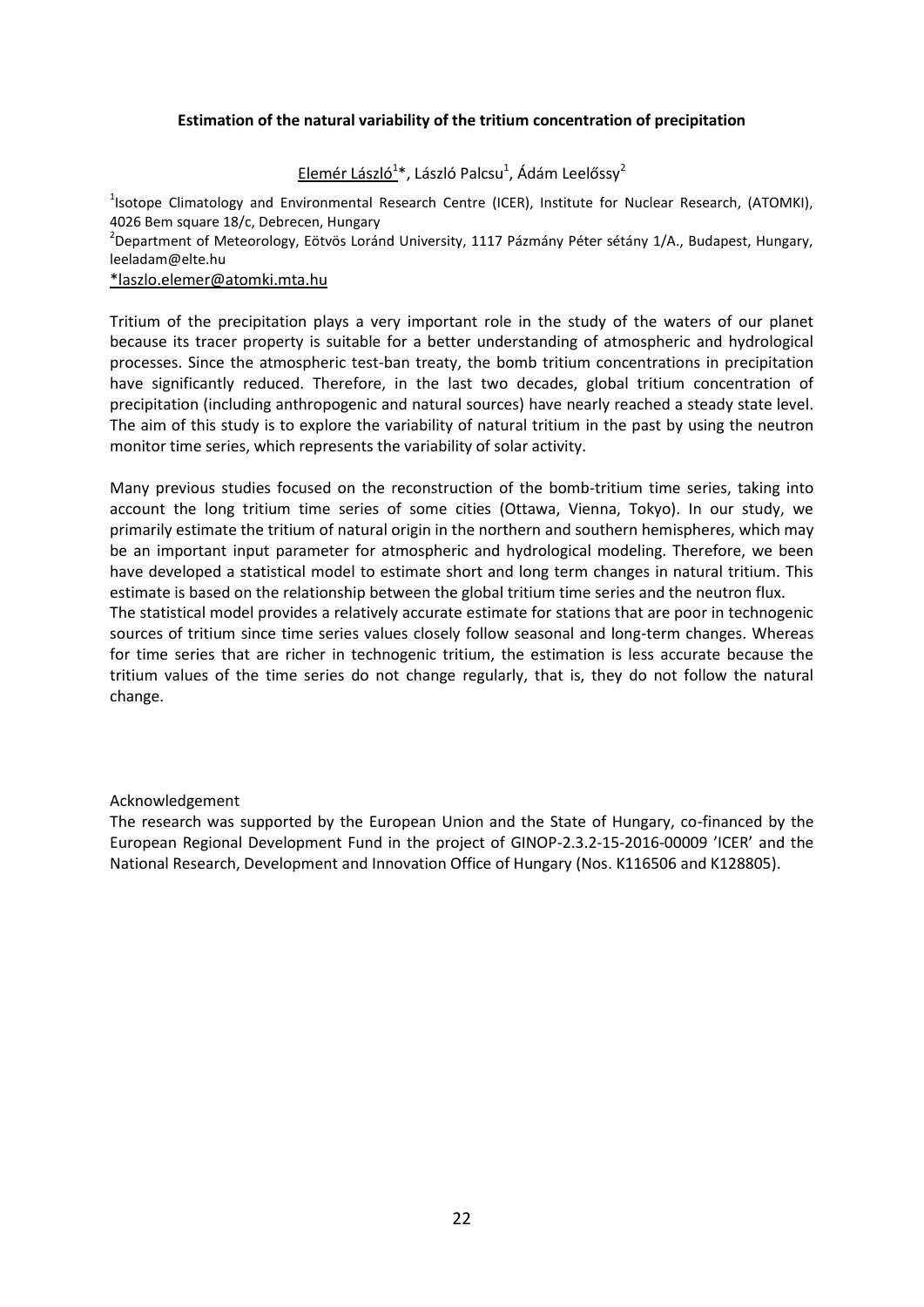**Estimation of the natural variability of the tritium concentration of precipitation**

Elemér László[1]*, László Palcsu[1], Ádám Leelőssy[2]

[1]Isotope Climatology and Environmental Research Centre (ICER), Institute for Nuclear Research, (ATOMKI), 4026 Bem square 18/c, Debrecen, Hungary

[2]Department of Meteorology, Eötvös Loránd University, 1117 Pázmány Péter sétány 1/A., Budapest, Hungary, leeladam@elte.hu

*laszlo.elemer@atomki.mta.hu

Tritium of the precipitation plays a very important role in the study of the waters of our planet because its tracer property is suitable for a better understanding of atmospheric and hydrological processes. Since the atmospheric test-ban treaty, the bomb tritium concentrations in precipitation have significantly reduced. Therefore, in the last two decades, global tritium concentration of precipitation (including anthropogenic and natural sources) have nearly reached a steady state level. The aim of this study is to explore the variability of natural tritium in the past by using the neutron monitor time series, which represents the variability of solar activity.

Many previous studies focused on the reconstruction of the bomb-tritium time series, taking into account the long tritium time series of some cities (Ottawa, Vienna, Tokyo). In our study, we primarily estimate the tritium of natural origin in the northern and southern hemispheres, which may be an important input parameter for atmospheric and hydrological modeling. Therefore, we been have developed a statistical model to estimate short and long term changes in natural tritium. This estimate is based on the relationship between the global tritium time series and the neutron flux.

The statistical model provides a relatively accurate estimate for stations that are poor in technogenic sources of tritium since time series values closely follow seasonal and long-term changes. Whereas for time series that are richer in technogenic tritium, the estimation is less accurate because the tritium values of the time series do not change regularly, that is, they do not follow the natural change.

Acknowledgement

The research was supported by the European Union and the State of Hungary, co-financed by the European Regional Development Fund in the project of GINOP-2.3.2-15-2016-00009 'ICER' and the National Research, Development and Innovation Office of Hungary (Nos. K116506 and K128805).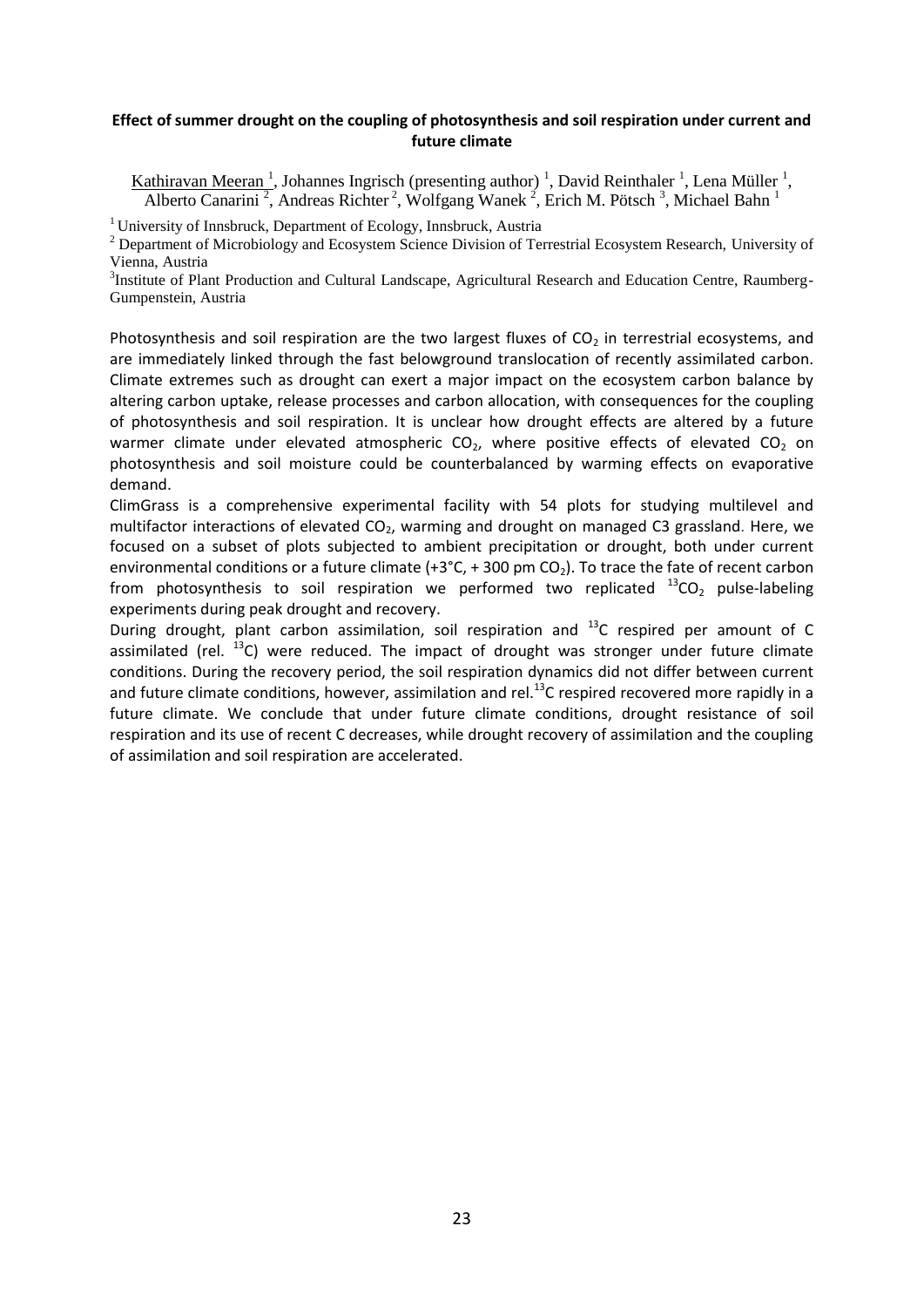**Effect of summer drought on the coupling of photosynthesis and soil respiration under current and future climate**

Kathiravan Meeran [1], Johannes Ingrisch (presenting author) [1], David Reinthaler [1], Lena Müller [1], Alberto Canarini [2], Andreas Richter [2], Wolfgang Wanek [2], Erich M. Pötsch [3], Michael Bahn [1]

[1] University of Innsbruck, Department of Ecology, Innsbruck, Austria

[2] Department of Microbiology and Ecosystem Science Division of Terrestrial Ecosystem Research, University of Vienna, Austria

[3] Institute of Plant Production and Cultural Landscape, Agricultural Research and Education Centre, Raumberg-Gumpenstein, Austria

Photosynthesis and soil respiration are the two largest fluxes of $CO_2$ in terrestrial ecosystems, and are immediately linked through the fast belowground translocation of recently assimilated carbon. Climate extremes such as drought can exert a major impact on the ecosystem carbon balance by altering carbon uptake, release processes and carbon allocation, with consequences for the coupling of photosynthesis and soil respiration. It is unclear how drought effects are altered by a future warmer climate under elevated atmospheric $CO_2$, where positive effects of elevated $CO_2$ on photosynthesis and soil moisture could be counterbalanced by warming effects on evaporative demand.

ClimGrass is a comprehensive experimental facility with 54 plots for studying multilevel and multifactor interactions of elevated $CO_2$, warming and drought on managed C3 grassland. Here, we focused on a subset of plots subjected to ambient precipitation or drought, both under current environmental conditions or a future climate (+3°C, + 300 pm $CO_2$). To trace the fate of recent carbon from photosynthesis to soil respiration we performed two replicated $^{13}CO_2$ pulse-labeling experiments during peak drought and recovery.

During drought, plant carbon assimilation, soil respiration and $^{13}C$ respired per amount of C assimilated (rel. $^{13}C$) were reduced. The impact of drought was stronger under future climate conditions. During the recovery period, the soil respiration dynamics did not differ between current and future climate conditions, however, assimilation and rel.$^{13}C$ respired recovered more rapidly in a future climate. We conclude that under future climate conditions, drought resistance of soil respiration and its use of recent C decreases, while drought recovery of assimilation and the coupling of assimilation and soil respiration are accelerated.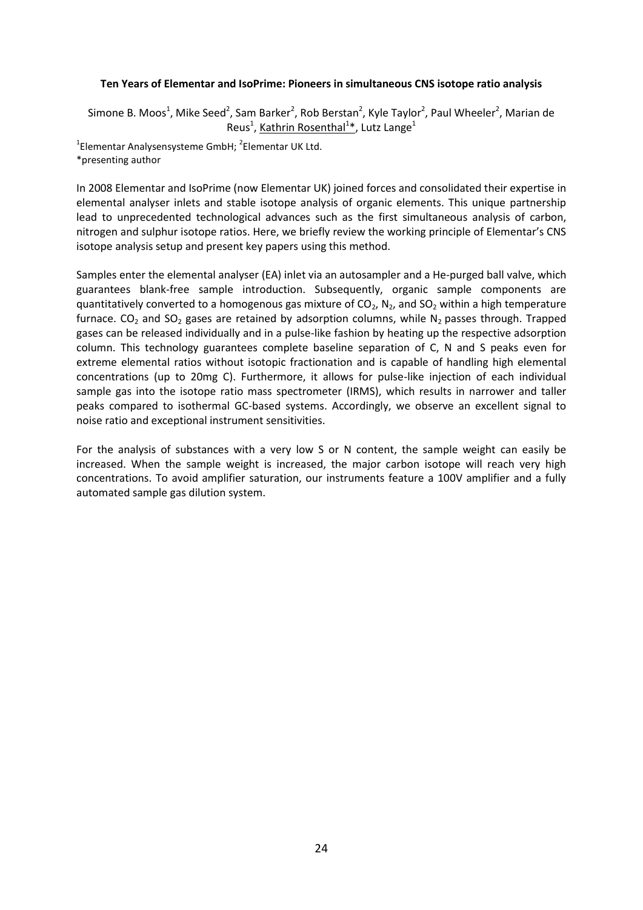**Ten Years of Elementar and IsoPrime: Pioneers in simultaneous CNS isotope ratio analysis**

Simone B. Moos[1], Mike Seed[2], Sam Barker[2], Rob Berstan[2], Kyle Taylor[2], Paul Wheeler[2], Marian de Reus[1], Kathrin Rosenthal[1]*, Lutz Lange[1]

[1]Elementar Analysensysteme GmbH; [2]Elementar UK Ltd.
*presenting author

In 2008 Elementar and IsoPrime (now Elementar UK) joined forces and consolidated their expertise in elemental analyser inlets and stable isotope analysis of organic elements. This unique partnership lead to unprecedented technological advances such as the first simultaneous analysis of carbon, nitrogen and sulphur isotope ratios. Here, we briefly review the working principle of Elementar's CNS isotope analysis setup and present key papers using this method.

Samples enter the elemental analyser (EA) inlet via an autosampler and a He-purged ball valve, which guarantees blank-free sample introduction. Subsequently, organic sample components are quantitatively converted to a homogenous gas mixture of $CO_2$, $N_2$, and $SO_2$ within a high temperature furnace. $CO_2$ and $SO_2$ gases are retained by adsorption columns, while $N_2$ passes through. Trapped gases can be released individually and in a pulse-like fashion by heating up the respective adsorption column. This technology guarantees complete baseline separation of C, N and S peaks even for extreme elemental ratios without isotopic fractionation and is capable of handling high elemental concentrations (up to 20mg C). Furthermore, it allows for pulse-like injection of each individual sample gas into the isotope ratio mass spectrometer (IRMS), which results in narrower and taller peaks compared to isothermal GC-based systems. Accordingly, we observe an excellent signal to noise ratio and exceptional instrument sensitivities.

For the analysis of substances with a very low S or N content, the sample weight can easily be increased. When the sample weight is increased, the major carbon isotope will reach very high concentrations. To avoid amplifier saturation, our instruments feature a 100V amplifier and a fully automated sample gas dilution system.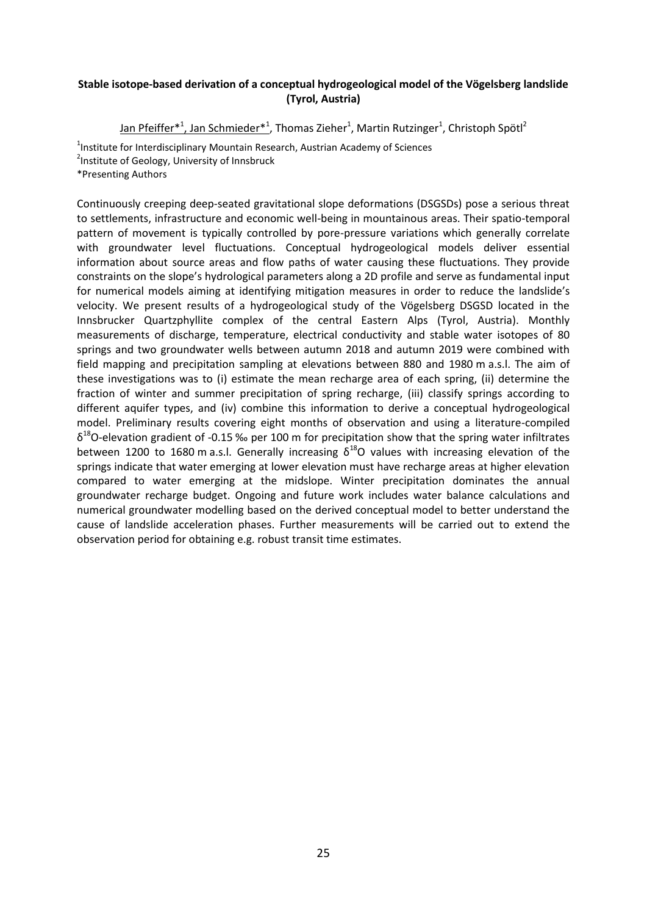**Stable isotope-based derivation of a conceptual hydrogeological model of the Vögelsberg landslide (Tyrol, Austria)**

Jan Pfeiffer*[1], Jan Schmieder*[1], Thomas Zieher[1], Martin Rutzinger[1], Christoph Spötl[2]

[1]Institute for Interdisciplinary Mountain Research, Austrian Academy of Sciences
[2]Institute of Geology, University of Innsbruck
*Presenting Authors

Continuously creeping deep-seated gravitational slope deformations (DSGSDs) pose a serious threat to settlements, infrastructure and economic well-being in mountainous areas. Their spatio-temporal pattern of movement is typically controlled by pore-pressure variations which generally correlate with groundwater level fluctuations. Conceptual hydrogeological models deliver essential information about source areas and flow paths of water causing these fluctuations. They provide constraints on the slope's hydrological parameters along a 2D profile and serve as fundamental input for numerical models aiming at identifying mitigation measures in order to reduce the landslide's velocity. We present results of a hydrogeological study of the Vögelsberg DSGSD located in the Innsbrucker Quartzphyllite complex of the central Eastern Alps (Tyrol, Austria). Monthly measurements of discharge, temperature, electrical conductivity and stable water isotopes of 80 springs and two groundwater wells between autumn 2018 and autumn 2019 were combined with field mapping and precipitation sampling at elevations between 880 and 1980 m a.s.l. The aim of these investigations was to (i) estimate the mean recharge area of each spring, (ii) determine the fraction of winter and summer precipitation of spring recharge, (iii) classify springs according to different aquifer types, and (iv) combine this information to derive a conceptual hydrogeological model. Preliminary results covering eight months of observation and using a literature-compiled $\delta^{18}O$-elevation gradient of -0.15 ‰ per 100 m for precipitation show that the spring water infiltrates between 1200 to 1680 m a.s.l. Generally increasing $\delta^{18}O$ values with increasing elevation of the springs indicate that water emerging at lower elevation must have recharge areas at higher elevation compared to water emerging at the midslope. Winter precipitation dominates the annual groundwater recharge budget. Ongoing and future work includes water balance calculations and numerical groundwater modelling based on the derived conceptual model to better understand the cause of landslide acceleration phases. Further measurements will be carried out to extend the observation period for obtaining e.g. robust transit time estimates.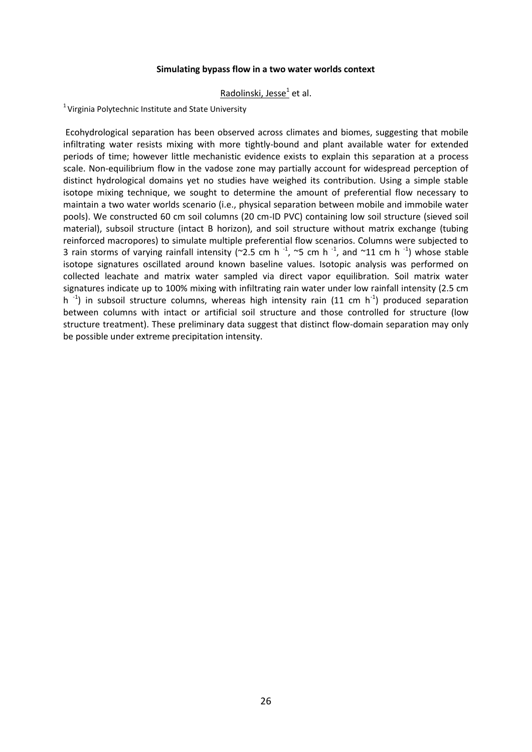**Simulating bypass flow in a two water worlds context**

Radolinski, Jesse[1] et al.

[1] Virginia Polytechnic Institute and State University

Ecohydrological separation has been observed across climates and biomes, suggesting that mobile infiltrating water resists mixing with more tightly-bound and plant available water for extended periods of time; however little mechanistic evidence exists to explain this separation at a process scale. Non-equilibrium flow in the vadose zone may partially account for widespread perception of distinct hydrological domains yet no studies have weighed its contribution. Using a simple stable isotope mixing technique, we sought to determine the amount of preferential flow necessary to maintain a two water worlds scenario (i.e., physical separation between mobile and immobile water pools). We constructed 60 cm soil columns (20 cm-ID PVC) containing low soil structure (sieved soil material), subsoil structure (intact B horizon), and soil structure without matrix exchange (tubing reinforced macropores) to simulate multiple preferential flow scenarios. Columns were subjected to 3 rain storms of varying rainfall intensity (~2.5 cm $h^{-1}$, ~5 cm $h^{-1}$, and ~11 cm $h^{-1}$) whose stable isotope signatures oscillated around known baseline values. Isotopic analysis was performed on collected leachate and matrix water sampled via direct vapor equilibration. Soil matrix water signatures indicate up to 100% mixing with infiltrating rain water under low rainfall intensity (2.5 cm $h^{-1}$) in subsoil structure columns, whereas high intensity rain (11 cm $h^{-1}$) produced separation between columns with intact or artificial soil structure and those controlled for structure (low structure treatment). These preliminary data suggest that distinct flow-domain separation may only be possible under extreme precipitation intensity.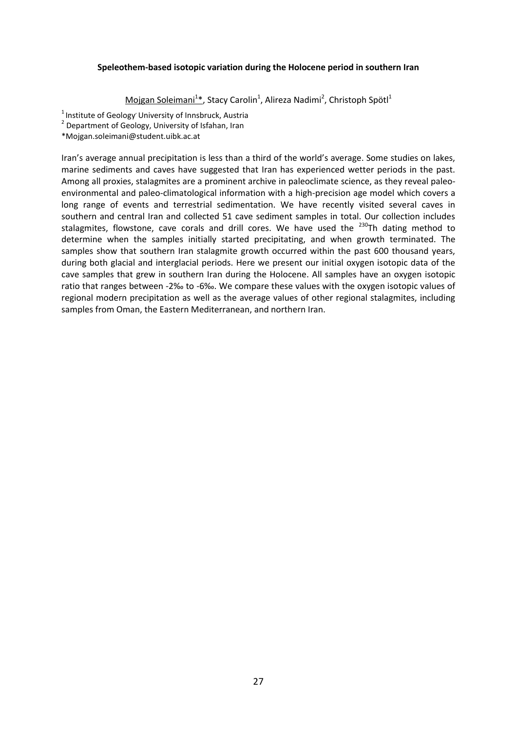### Speleothem-based isotopic variation during the Holocene period in southern Iran

Mojgan Soleimani[1]*, Stacy Carolin[1], Alireza Nadimi[2], Christoph Spötl[1]

[1] Institute of Geology' University of Innsbruck, Austria
[2] Department of Geology, University of Isfahan, Iran
*Mojgan.soleimani@student.uibk.ac.at

Iran's average annual precipitation is less than a third of the world's average. Some studies on lakes, marine sediments and caves have suggested that Iran has experienced wetter periods in the past. Among all proxies, stalagmites are a prominent archive in paleoclimate science, as they reveal paleo-environmental and paleo-climatological information with a high-precision age model which covers a long range of events and terrestrial sedimentation. We have recently visited several caves in southern and central Iran and collected 51 cave sediment samples in total. Our collection includes stalagmites, flowstone, cave corals and drill cores. We have used the $^{230}$Th dating method to determine when the samples initially started precipitating, and when growth terminated. The samples show that southern Iran stalagmite growth occurred within the past 600 thousand years, during both glacial and interglacial periods. Here we present our initial oxygen isotopic data of the cave samples that grew in southern Iran during the Holocene. All samples have an oxygen isotopic ratio that ranges between -2‰ to -6‰. We compare these values with the oxygen isotopic values of regional modern precipitation as well as the average values of other regional stalagmites, including samples from Oman, the Eastern Mediterranean, and northern Iran.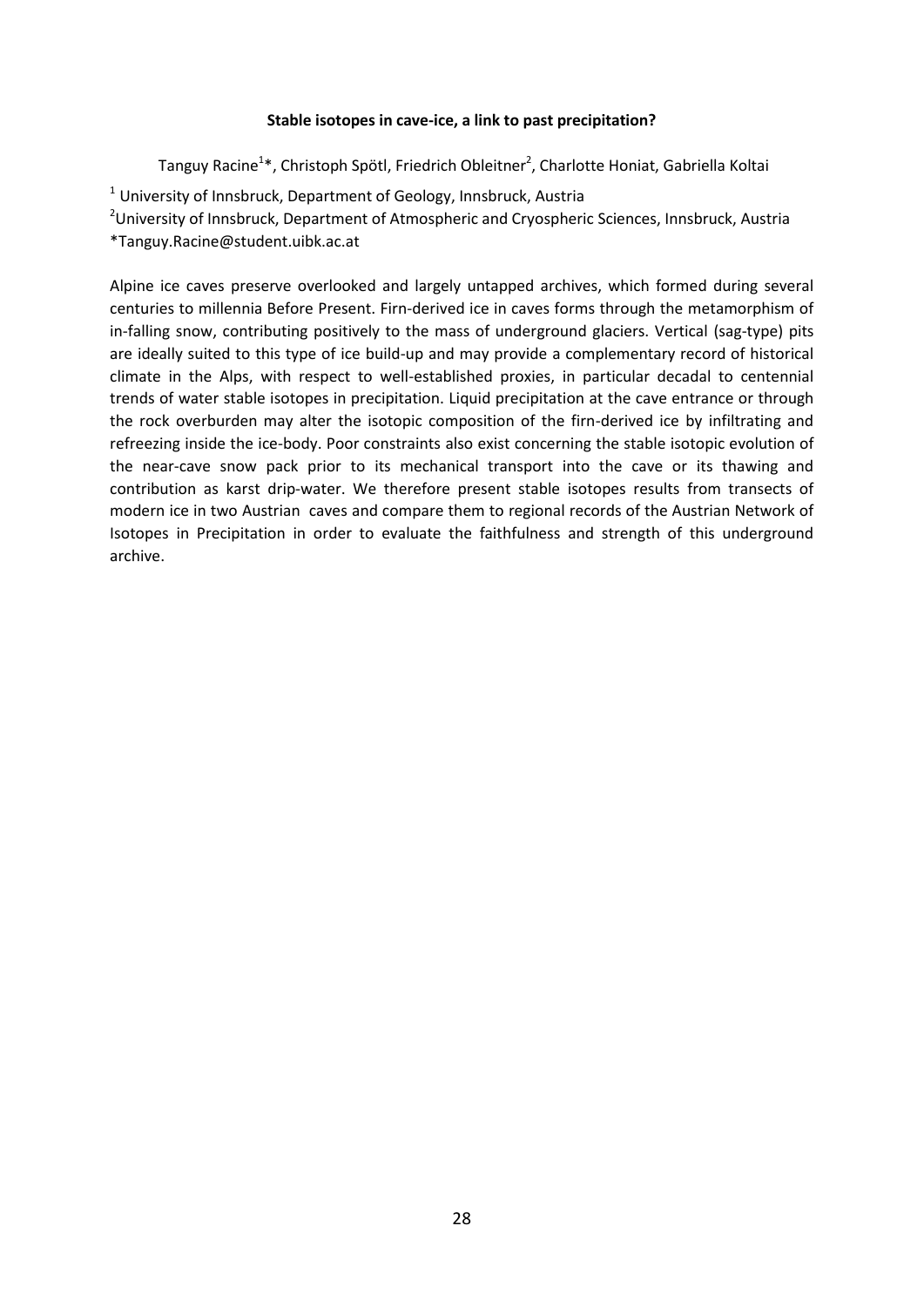**Stable isotopes in cave-ice, a link to past precipitation?**

Tanguy Racine[1]*, Christoph Spötl, Friedrich Obleitner[2], Charlotte Honiat, Gabriella Koltai

[1] University of Innsbruck, Department of Geology, Innsbruck, Austria

[2]University of Innsbruck, Department of Atmospheric and Cryospheric Sciences, Innsbruck, Austria

*Tanguy.Racine@student.uibk.ac.at

Alpine ice caves preserve overlooked and largely untapped archives, which formed during several centuries to millennia Before Present. Firn-derived ice in caves forms through the metamorphism of in-falling snow, contributing positively to the mass of underground glaciers. Vertical (sag-type) pits are ideally suited to this type of ice build-up and may provide a complementary record of historical climate in the Alps, with respect to well-established proxies, in particular decadal to centennial trends of water stable isotopes in precipitation. Liquid precipitation at the cave entrance or through the rock overburden may alter the isotopic composition of the firn-derived ice by infiltrating and refreezing inside the ice-body. Poor constraints also exist concerning the stable isotopic evolution of the near-cave snow pack prior to its mechanical transport into the cave or its thawing and contribution as karst drip-water. We therefore present stable isotopes results from transects of modern ice in two Austrian caves and compare them to regional records of the Austrian Network of Isotopes in Precipitation in order to evaluate the faithfulness and strength of this underground archive.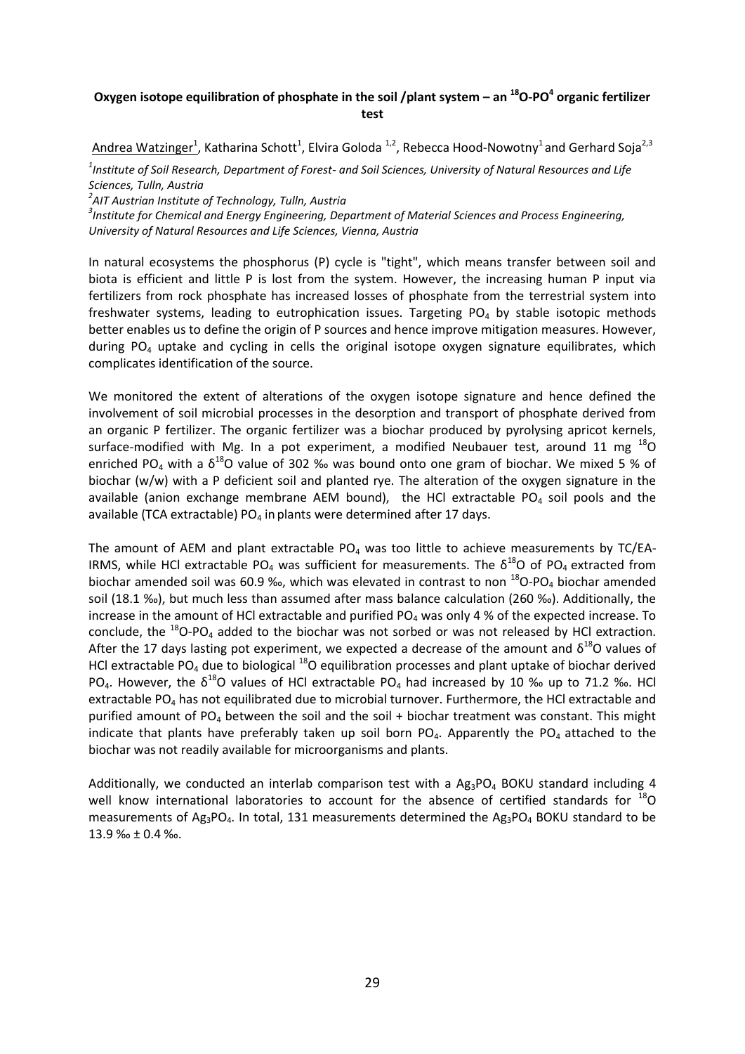## Oxygen isotope equilibration of phosphate in the soil /plant system – an $^{18}O$-$PO^{4}$ organic fertilizer test

Andrea Watzinger[1], Katharina Schott[1], Elvira Goloda [1,2], Rebecca Hood-Nowotny[1] and Gerhard Soja[2,3]

*[1]Institute of Soil Research, Department of Forest- and Soil Sciences, University of Natural Resources and Life Sciences, Tulln, Austria*

*[2]AIT Austrian Institute of Technology, Tulln, Austria*

*[3]Institute for Chemical and Energy Engineering, Department of Material Sciences and Process Engineering, University of Natural Resources and Life Sciences, Vienna, Austria*

In natural ecosystems the phosphorus (P) cycle is "tight", which means transfer between soil and biota is efficient and little P is lost from the system. However, the increasing human P input via fertilizers from rock phosphate has increased losses of phosphate from the terrestrial system into freshwater systems, leading to eutrophication issues. Targeting $PO_4$ by stable isotopic methods better enables us to define the origin of P sources and hence improve mitigation measures. However, during $PO_4$ uptake and cycling in cells the original isotope oxygen signature equilibrates, which complicates identification of the source.

We monitored the extent of alterations of the oxygen isotope signature and hence defined the involvement of soil microbial processes in the desorption and transport of phosphate derived from an organic P fertilizer. The organic fertilizer was a biochar produced by pyrolysing apricot kernels, surface-modified with Mg. In a pot experiment, a modified Neubauer test, around 11 mg $^{18}O$ enriched $PO_4$ with a $\delta^{18}O$ value of 302 ‰ was bound onto one gram of biochar. We mixed 5 % of biochar (w/w) with a P deficient soil and planted rye. The alteration of the oxygen signature in the available (anion exchange membrane AEM bound), the HCl extractable $PO_4$ soil pools and the available (TCA extractable) $PO_4$ in plants were determined after 17 days.

The amount of AEM and plant extractable $PO_4$ was too little to achieve measurements by TC/EA-IRMS, while HCl extractable $PO_4$ was sufficient for measurements. The $\delta^{18}O$ of $PO_4$ extracted from biochar amended soil was 60.9 ‰, which was elevated in contrast to non $^{18}O$-$PO_4$ biochar amended soil (18.1 ‰), but much less than assumed after mass balance calculation (260 ‰). Additionally, the increase in the amount of HCl extractable and purified $PO_4$ was only 4 % of the expected increase. To conclude, the $^{18}O$-$PO_4$ added to the biochar was not sorbed or was not released by HCl extraction. After the 17 days lasting pot experiment, we expected a decrease of the amount and $\delta^{18}O$ values of HCl extractable $PO_4$ due to biological $^{18}O$ equilibration processes and plant uptake of biochar derived $PO_4$. However, the $\delta^{18}O$ values of HCl extractable $PO_4$ had increased by 10 ‰ up to 71.2 ‰. HCl extractable $PO_4$ has not equilibrated due to microbial turnover. Furthermore, the HCl extractable and purified amount of $PO_4$ between the soil and the soil + biochar treatment was constant. This might indicate that plants have preferably taken up soil born $PO_4$. Apparently the $PO_4$ attached to the biochar was not readily available for microorganisms and plants.

Additionally, we conducted an interlab comparison test with a $Ag_3PO_4$ BOKU standard including 4 well know international laboratories to account for the absence of certified standards for $^{18}O$ measurements of $Ag_3PO_4$. In total, 131 measurements determined the $Ag_3PO_4$ BOKU standard to be 13.9 ‰ ± 0.4 ‰.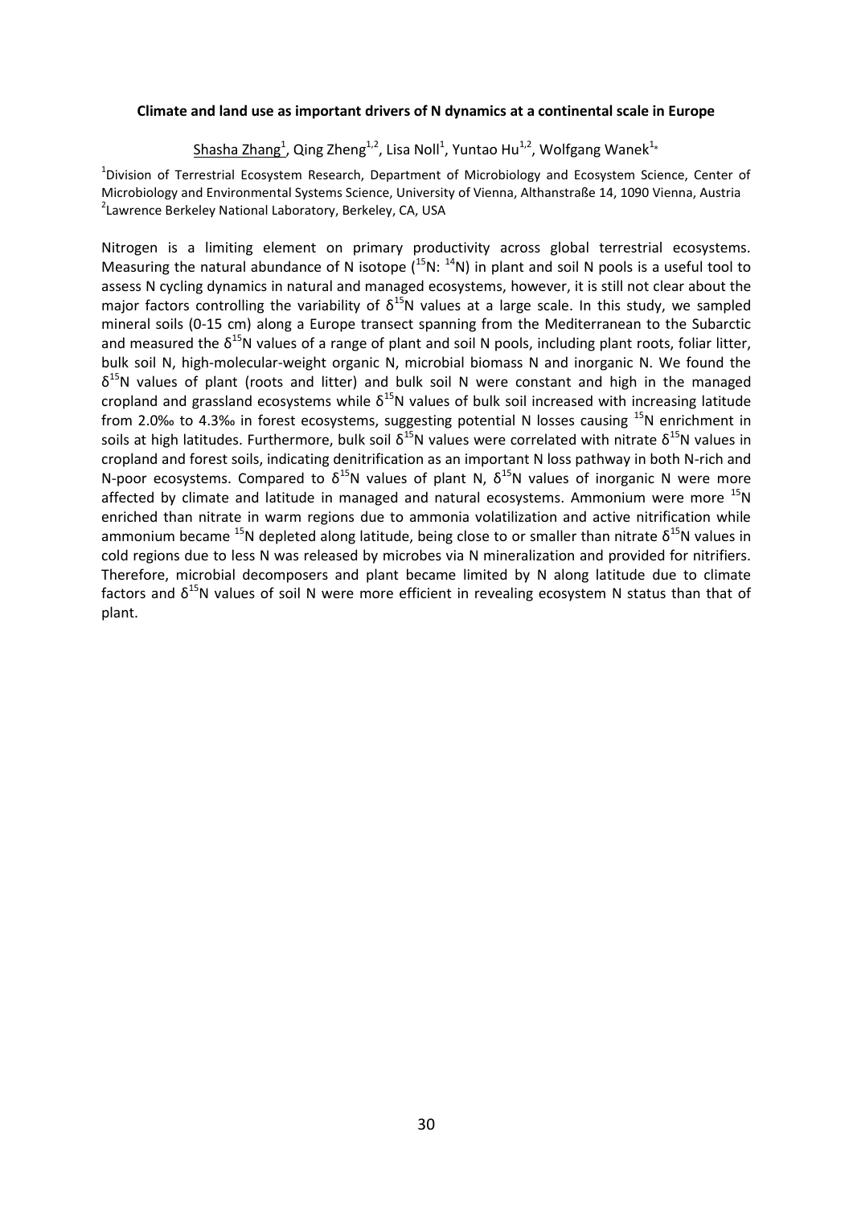**Climate and land use as important drivers of N dynamics at a continental scale in Europe**

Shasha Zhang[1], Qing Zheng[1,2], Lisa Noll[1], Yuntao Hu[1,2], Wolfgang Wanek[1*]

[1]Division of Terrestrial Ecosystem Research, Department of Microbiology and Ecosystem Science, Center of Microbiology and Environmental Systems Science, University of Vienna, Althanstraße 14, 1090 Vienna, Austria
[2]Lawrence Berkeley National Laboratory, Berkeley, CA, USA

Nitrogen is a limiting element on primary productivity across global terrestrial ecosystems. Measuring the natural abundance of N isotope ($^{15}N$: $^{14}N$) in plant and soil N pools is a useful tool to assess N cycling dynamics in natural and managed ecosystems, however, it is still not clear about the major factors controlling the variability of $\delta^{15}N$ values at a large scale. In this study, we sampled mineral soils (0-15 cm) along a Europe transect spanning from the Mediterranean to the Subarctic and measured the $\delta^{15}N$ values of a range of plant and soil N pools, including plant roots, foliar litter, bulk soil N, high-molecular-weight organic N, microbial biomass N and inorganic N. We found the $\delta^{15}N$ values of plant (roots and litter) and bulk soil N were constant and high in the managed cropland and grassland ecosystems while $\delta^{15}N$ values of bulk soil increased with increasing latitude from 2.0‰ to 4.3‰ in forest ecosystems, suggesting potential N losses causing $^{15}N$ enrichment in soils at high latitudes. Furthermore, bulk soil $\delta^{15}N$ values were correlated with nitrate $\delta^{15}N$ values in cropland and forest soils, indicating denitrification as an important N loss pathway in both N-rich and N-poor ecosystems. Compared to $\delta^{15}N$ values of plant N, $\delta^{15}N$ values of inorganic N were more affected by climate and latitude in managed and natural ecosystems. Ammonium were more $^{15}N$ enriched than nitrate in warm regions due to ammonia volatilization and active nitrification while ammonium became $^{15}N$ depleted along latitude, being close to or smaller than nitrate $\delta^{15}N$ values in cold regions due to less N was released by microbes via N mineralization and provided for nitrifiers. Therefore, microbial decomposers and plant became limited by N along latitude due to climate factors and $\delta^{15}N$ values of soil N were more efficient in revealing ecosystem N status than that of plant.